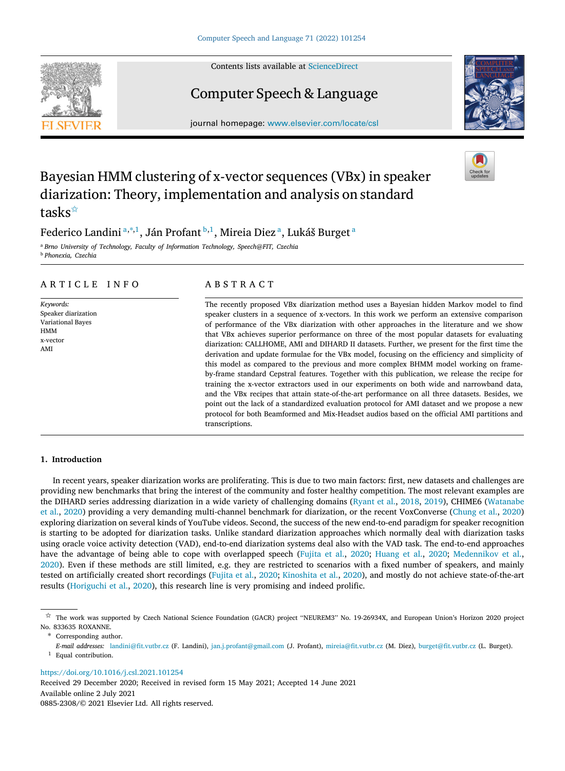# Bayesian HMM clustering of x-vector sequences (VBx) in speaker diarization: Theory, implementation and analysis on standard tasks[☆]

Federico Landini[a,*,1], Ján Profant[b,1], Mireia Diez[a], Lukáš Burget[a]

[a] *Brno University of Technology, Faculty of Information Technology, Speech@FIT, Czechia*
[b] *Phonexia, Czechia*

## ARTICLE INFO

*Keywords:*
Speaker diarization
Variational Bayes
HMM
x-vector
AMI

## ABSTRACT

The recently proposed VBx diarization method uses a Bayesian hidden Markov model to find speaker clusters in a sequence of x-vectors. In this work we perform an extensive comparison of performance of the VBx diarization with other approaches in the literature and we show that VBx achieves superior performance on three of the most popular datasets for evaluating diarization: CALLHOME, AMI and DIHARD II datasets. Further, we present for the first time the derivation and update formulae for the VBx model, focusing on the efficiency and simplicity of this model as compared to the previous and more complex BHMM model working on frame-by-frame standard Cepstral features. Together with this publication, we release the recipe for training the x-vector extractors used in our experiments on both wide and narrowband data, and the VBx recipes that attain state-of-the-art performance on all three datasets. Besides, we point out the lack of a standardized evaluation protocol for AMI dataset and we propose a new protocol for both Beamformed and Mix-Headset audios based on the official AMI partitions and transcriptions.

## 1. Introduction

In recent years, speaker diarization works are proliferating. This is due to two main factors: first, new datasets and challenges are providing new benchmarks that bring the interest of the community and foster healthy competition. The most relevant examples are the DIHARD series addressing diarization in a wide variety of challenging domains (Ryant et al., 2018, 2019), CHIME6 (Watanabe et al., 2020) providing a very demanding multi-channel benchmark for diarization, or the recent VoxConverse (Chung et al., 2020) exploring diarization on several kinds of YouTube videos. Second, the success of the new end-to-end paradigm for speaker recognition is starting to be adopted for diarization tasks. Unlike standard diarization approaches which normally deal with diarization tasks using oracle voice activity detection (VAD), end-to-end diarization systems deal also with the VAD task. The end-to-end approaches have the advantage of being able to cope with overlapped speech (Fujita et al., 2020; Huang et al., 2020; Medennikov et al., 2020). Even if these methods are still limited, e.g. they are restricted to scenarios with a fixed number of speakers, and mainly tested on artificially created short recordings (Fujita et al., 2020; Kinoshita et al., 2020), and mostly do not achieve state-of-the-art results (Horiguchi et al., 2020), this research line is very promising and indeed prolific.

---

[☆] The work was supported by Czech National Science Foundation (GACR) project "NEUREM3" No. 19-26934X, and European Union's Horizon 2020 project No. 833635 ROXANNE.

[*] Corresponding author.

*E-mail addresses:* landini@fit.vutbr.cz (F. Landini), jan.j.profant@gmail.com (J. Profant), mireia@fit.vutbr.cz (M. Diez), burget@fit.vutbr.cz (L. Burget).

[1] Equal contribution.

https://doi.org/10.1016/j.csl.2021.101254
Received 29 December 2020; Received in revised form 15 May 2021; Accepted 14 June 2021
Available online 2 July 2021
0885-2308/© 2021 Elsevier Ltd. All rights reserved.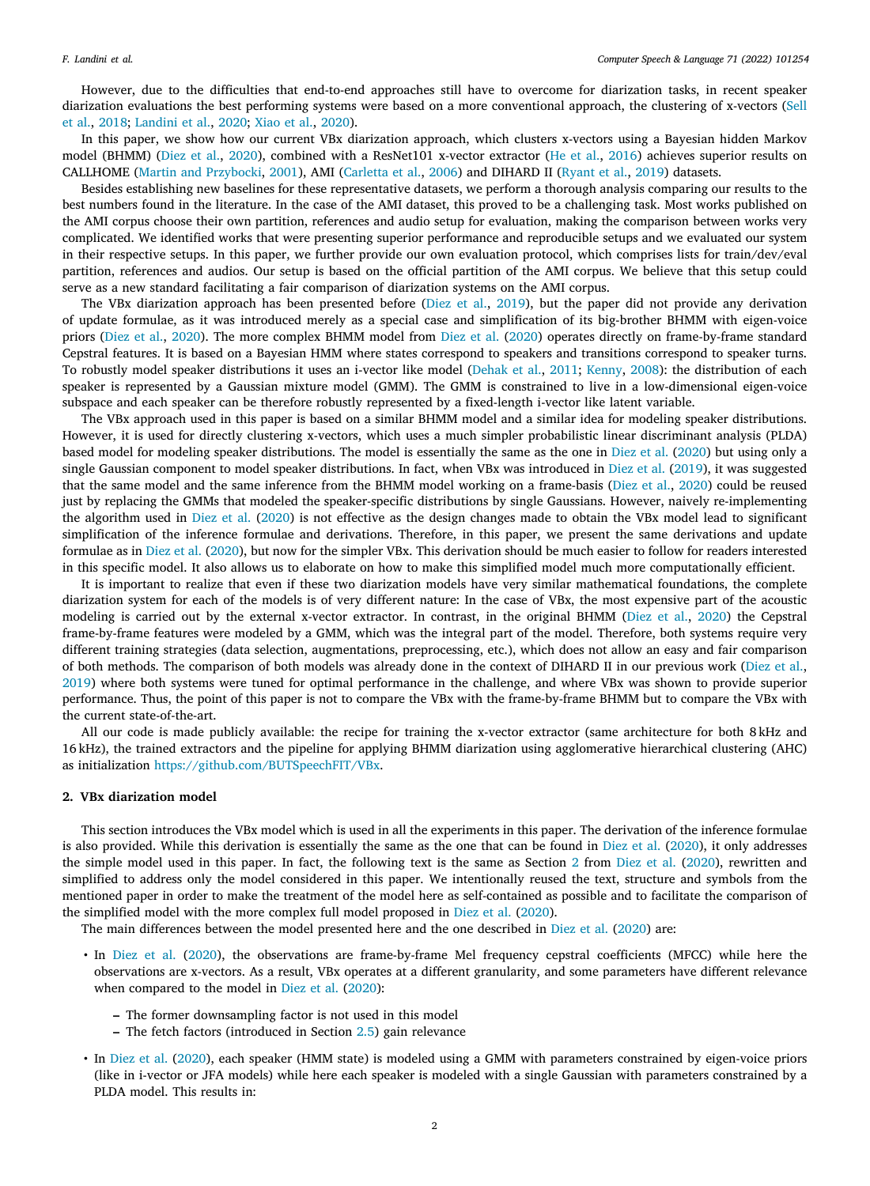However, due to the difficulties that end-to-end approaches still have to overcome for diarization tasks, in recent speaker diarization evaluations the best performing systems were based on a more conventional approach, the clustering of x-vectors (Sell et al., 2018; Landini et al., 2020; Xiao et al., 2020).

In this paper, we show how our current VBx diarization approach, which clusters x-vectors using a Bayesian hidden Markov model (BHMM) (Diez et al., 2020), combined with a ResNet101 x-vector extractor (He et al., 2016) achieves superior results on CALLHOME (Martin and Przybocki, 2001), AMI (Carletta et al., 2006) and DIHARD II (Ryant et al., 2019) datasets.

Besides establishing new baselines for these representative datasets, we perform a thorough analysis comparing our results to the best numbers found in the literature. In the case of the AMI dataset, this proved to be a challenging task. Most works published on the AMI corpus choose their own partition, references and audio setup for evaluation, making the comparison between works very complicated. We identified works that were presenting superior performance and reproducible setups and we evaluated our system in their respective setups. In this paper, we further provide our own evaluation protocol, which comprises lists for train/dev/eval partition, references and audios. Our setup is based on the official partition of the AMI corpus. We believe that this setup could serve as a new standard facilitating a fair comparison of diarization systems on the AMI corpus.

The VBx diarization approach has been presented before (Diez et al., 2019), but the paper did not provide any derivation of update formulae, as it was introduced merely as a special case and simplification of its big-brother BHMM with eigen-voice priors (Diez et al., 2020). The more complex BHMM model from Diez et al. (2020) operates directly on frame-by-frame standard Cepstral features. It is based on a Bayesian HMM where states correspond to speakers and transitions correspond to speaker turns. To robustly model speaker distributions it uses an i-vector like model (Dehak et al., 2011; Kenny, 2008): the distribution of each speaker is represented by a Gaussian mixture model (GMM). The GMM is constrained to live in a low-dimensional eigen-voice subspace and each speaker can be therefore robustly represented by a fixed-length i-vector like latent variable.

The VBx approach used in this paper is based on a similar BHMM model and a similar idea for modeling speaker distributions. However, it is used for directly clustering x-vectors, which uses a much simpler probabilistic linear discriminant analysis (PLDA) based model for modeling speaker distributions. The model is essentially the same as the one in Diez et al. (2020) but using only a single Gaussian component to model speaker distributions. In fact, when VBx was introduced in Diez et al. (2019), it was suggested that the same model and the same inference from the BHMM model working on a frame-basis (Diez et al., 2020) could be reused just by replacing the GMMs that modeled the speaker-specific distributions by single Gaussians. However, naively re-implementing the algorithm used in Diez et al. (2020) is not effective as the design changes made to obtain the VBx model lead to significant simplification of the inference formulae and derivations. Therefore, in this paper, we present the same derivations and update formulae as in Diez et al. (2020), but now for the simpler VBx. This derivation should be much easier to follow for readers interested in this specific model. It also allows us to elaborate on how to make this simplified model much more computationally efficient.

It is important to realize that even if these two diarization models have very similar mathematical foundations, the complete diarization system for each of the models is of very different nature: In the case of VBx, the most expensive part of the acoustic modeling is carried out by the external x-vector extractor. In contrast, in the original BHMM (Diez et al., 2020) the Cepstral frame-by-frame features were modeled by a GMM, which was the integral part of the model. Therefore, both systems require very different training strategies (data selection, augmentations, preprocessing, etc.), which does not allow an easy and fair comparison of both methods. The comparison of both models was already done in the context of DIHARD II in our previous work (Diez et al., 2019) where both systems were tuned for optimal performance in the challenge, and where VBx was shown to provide superior performance. Thus, the point of this paper is not to compare the VBx with the frame-by-frame BHMM but to compare the VBx with the current state-of-the-art.

All our code is made publicly available: the recipe for training the x-vector extractor (same architecture for both 8 kHz and 16 kHz), the trained extractors and the pipeline for applying BHMM diarization using agglomerative hierarchical clustering (AHC) as initialization https://github.com/BUTSpeechFIT/VBx.

## 2. VBx diarization model

This section introduces the VBx model which is used in all the experiments in this paper. The derivation of the inference formulae is also provided. While this derivation is essentially the same as the one that can be found in Diez et al. (2020), it only addresses the simple model used in this paper. In fact, the following text is the same as Section 2 from Diez et al. (2020), rewritten and simplified to address only the model considered in this paper. We intentionally reused the text, structure and symbols from the mentioned paper in order to make the treatment of the model here as self-contained as possible and to facilitate the comparison of the simplified model with the more complex full model proposed in Diez et al. (2020).

The main differences between the model presented here and the one described in Diez et al. (2020) are:

- In Diez et al. (2020), the observations are frame-by-frame Mel frequency cepstral coefficients (MFCC) while here the observations are x-vectors. As a result, VBx operates at a different granularity, and some parameters have different relevance when compared to the model in Diez et al. (2020):
  - The former downsampling factor is not used in this model
  - The fetch factors (introduced in Section 2.5) gain relevance
- In Diez et al. (2020), each speaker (HMM state) is modeled using a GMM with parameters constrained by eigen-voice priors (like in i-vector or JFA models) while here each speaker is modeled with a single Gaussian with parameters constrained by a PLDA model. This results in: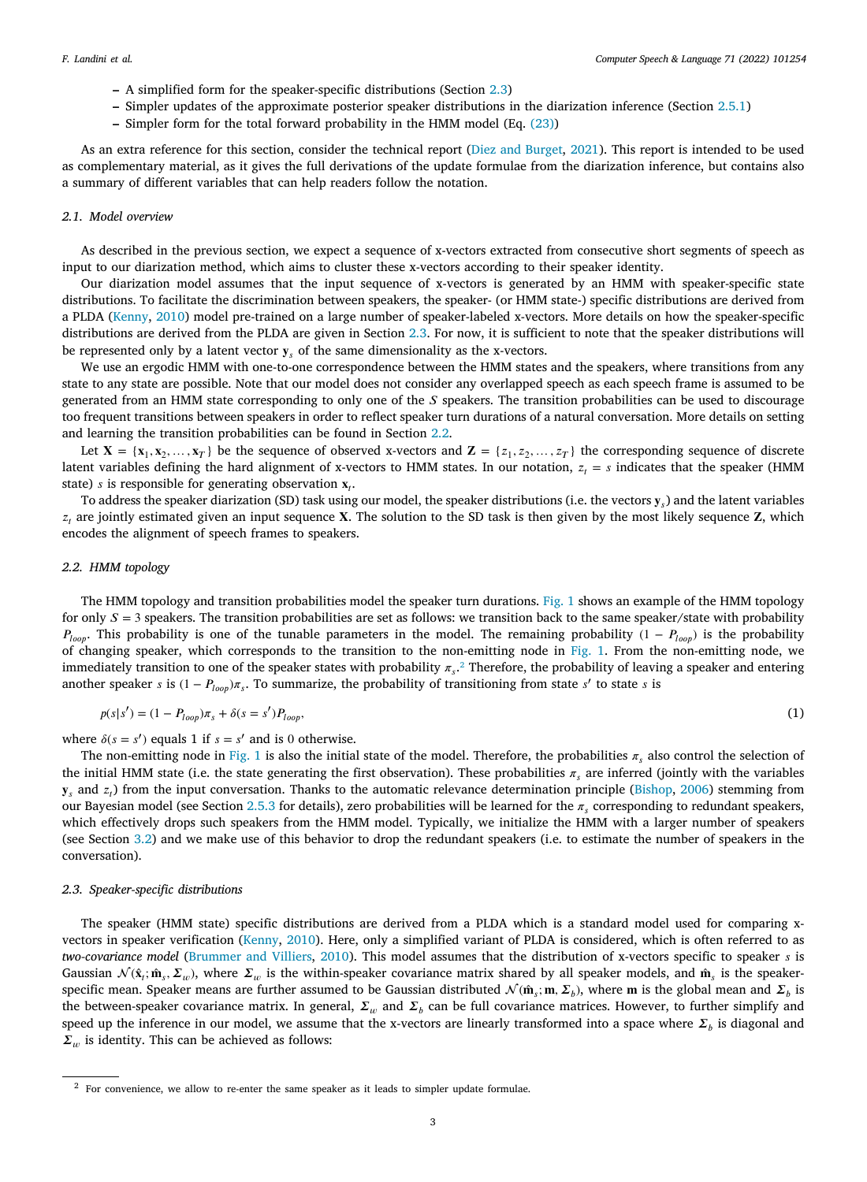- A simplified form for the speaker-specific distributions (Section 2.3)
- Simpler updates of the approximate posterior speaker distributions in the diarization inference (Section 2.5.1)
- Simpler form for the total forward probability in the HMM model (Eq. (23))

As an extra reference for this section, consider the technical report (Diez and Burget, 2021). This report is intended to be used as complementary material, as it gives the full derivations of the update formulae from the diarization inference, but contains also a summary of different variables that can help readers follow the notation.

### 2.1. Model overview

As described in the previous section, we expect a sequence of x-vectors extracted from consecutive short segments of speech as input to our diarization method, which aims to cluster these x-vectors according to their speaker identity.

Our diarization model assumes that the input sequence of x-vectors is generated by an HMM with speaker-specific state distributions. To facilitate the discrimination between speakers, the speaker- (or HMM state-) specific distributions are derived from a PLDA (Kenny, 2010) model pre-trained on a large number of speaker-labeled x-vectors. More details on how the speaker-specific distributions are derived from the PLDA are given in Section 2.3. For now, it is sufficient to note that the speaker distributions will be represented only by a latent vector $\mathbf{y}_s$ of the same dimensionality as the x-vectors.

We use an ergodic HMM with one-to-one correspondence between the HMM states and the speakers, where transitions from any state to any state are possible. Note that our model does not consider any overlapped speech as each speech frame is assumed to be generated from an HMM state corresponding to only one of the $S$ speakers. The transition probabilities can be used to discourage too frequent transitions between speakers in order to reflect speaker turn durations of a natural conversation. More details on setting and learning the transition probabilities can be found in Section 2.2.

Let $\mathbf{X} = \{\mathbf{x}_1, \mathbf{x}_2, \ldots, \mathbf{x}_T\}$ be the sequence of observed x-vectors and $\mathbf{Z} = \{z_1, z_2, \ldots, z_T\}$ the corresponding sequence of discrete latent variables defining the hard alignment of x-vectors to HMM states. In our notation, $z_t = s$ indicates that the speaker (HMM state) $s$ is responsible for generating observation $\mathbf{x}_t$.

To address the speaker diarization (SD) task using our model, the speaker distributions (i.e. the vectors $\mathbf{y}_s$) and the latent variables $z_t$ are jointly estimated given an input sequence $\mathbf{X}$. The solution to the SD task is then given by the most likely sequence $\mathbf{Z}$, which encodes the alignment of speech frames to speakers.

### 2.2. HMM topology

The HMM topology and transition probabilities model the speaker turn durations. Fig. 1 shows an example of the HMM topology for only $S = 3$ speakers. The transition probabilities are set as follows: we transition back to the same speaker/state with probability $P_{loop}$. This probability is one of the tunable parameters in the model. The remaining probability $(1 - P_{loop})$ is the probability of changing speaker, which corresponds to the transition to the non-emitting node in Fig. 1. From the non-emitting node, we immediately transition to one of the speaker states with probability $\pi_s$.[2] Therefore, the probability of leaving a speaker and entering another speaker $s$ is $(1 - P_{loop})\pi_s$. To summarize, the probability of transitioning from state $s'$ to state $s$ is

$$p(s|s') = (1 - P_{loop})\pi_s + \delta(s = s')P_{loop}, \tag{1}$$

where $\delta(s = s')$ equals 1 if $s = s'$ and is 0 otherwise.

The non-emitting node in Fig. 1 is also the initial state of the model. Therefore, the probabilities $\pi_s$ also control the selection of the initial HMM state (i.e. the state generating the first observation). These probabilities $\pi_s$ are inferred (jointly with the variables $\mathbf{y}_s$ and $z_t$) from the input conversation. Thanks to the automatic relevance determination principle (Bishop, 2006) stemming from our Bayesian model (see Section 2.5.3 for details), zero probabilities will be learned for the $\pi_s$ corresponding to redundant speakers, which effectively drops such speakers from the HMM model. Typically, we initialize the HMM with a larger number of speakers (see Section 3.2) and we make use of this behavior to drop the redundant speakers (i.e. to estimate the number of speakers in the conversation).

### 2.3. Speaker-specific distributions

The speaker (HMM state) specific distributions are derived from a PLDA which is a standard model used for comparing x-vectors in speaker verification (Kenny, 2010). Here, only a simplified variant of PLDA is considered, which is often referred to as *two-covariance model* (Brummer and Villiers, 2010). This model assumes that the distribution of x-vectors specific to speaker $s$ is Gaussian $\mathcal{N}(\hat{\mathbf{x}}_t; \hat{\mathbf{m}}_s, \boldsymbol{\Sigma}_w)$, where $\boldsymbol{\Sigma}_w$ is the within-speaker covariance matrix shared by all speaker models, and $\hat{\mathbf{m}}_s$ is the speaker-specific mean. Speaker means are further assumed to be Gaussian distributed $\mathcal{N}(\hat{\mathbf{m}}_s; \mathbf{m}, \boldsymbol{\Sigma}_b)$, where $\mathbf{m}$ is the global mean and $\boldsymbol{\Sigma}_b$ is the between-speaker covariance matrix. In general, $\boldsymbol{\Sigma}_w$ and $\boldsymbol{\Sigma}_b$ can be full covariance matrices. However, to further simplify and speed up the inference in our model, we assume that the x-vectors are linearly transformed into a space where $\boldsymbol{\Sigma}_b$ is diagonal and $\boldsymbol{\Sigma}_w$ is identity. This can be achieved as follows:

---

[2] For convenience, we allow to re-enter the same speaker as it leads to simpler update formulae.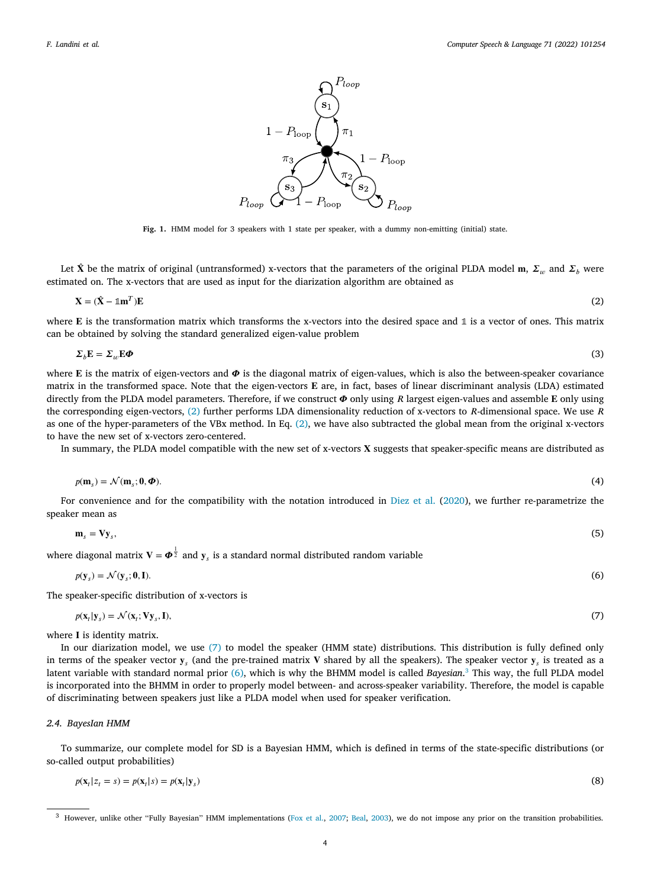Fig. 1. HMM model for 3 speakers with 1 state per speaker, with a dummy non-emitting (initial) state.

Let $\hat{\mathbf{X}}$ be the matrix of original (untransformed) x-vectors that the parameters of the original PLDA model $\mathbf{m}$, $\boldsymbol{\Sigma}_w$ and $\boldsymbol{\Sigma}_b$ were estimated on. The x-vectors that are used as input for the diarization algorithm are obtained as

$$\mathbf{X} = (\hat{\mathbf{X}} - \mathbb{1}\mathbf{m}^T)\mathbf{E} \tag{2}$$

where $\mathbf{E}$ is the transformation matrix which transforms the x-vectors into the desired space and $\mathbb{1}$ is a vector of ones. This matrix can be obtained by solving the standard generalized eigen-value problem

$$\boldsymbol{\Sigma}_b\mathbf{E} = \boldsymbol{\Sigma}_w\mathbf{E}\boldsymbol{\Phi} \tag{3}$$

where $\mathbf{E}$ is the matrix of eigen-vectors and $\boldsymbol{\Phi}$ is the diagonal matrix of eigen-values, which is also the between-speaker covariance matrix in the transformed space. Note that the eigen-vectors $\mathbf{E}$ are, in fact, bases of linear discriminant analysis (LDA) estimated directly from the PLDA model parameters. Therefore, if we construct $\boldsymbol{\Phi}$ only using $R$ largest eigen-values and assemble $\mathbf{E}$ only using the corresponding eigen-vectors, (2) further performs LDA dimensionality reduction of x-vectors to $R$-dimensional space. We use $R$ as one of the hyper-parameters of the VBx method. In Eq. (2), we have also subtracted the global mean from the original x-vectors to have the new set of x-vectors zero-centered.

In summary, the PLDA model compatible with the new set of x-vectors $\mathbf{X}$ suggests that speaker-specific means are distributed as

$$p(\mathbf{m}_s) = \mathcal{N}(\mathbf{m}_s; \mathbf{0}, \boldsymbol{\Phi}). \tag{4}$$

For convenience and for the compatibility with the notation introduced in Diez et al. (2020), we further re-parametrize the speaker mean as

$$\mathbf{m}_s = \mathbf{V}\mathbf{y}_s, \tag{5}$$

where diagonal matrix $\mathbf{V} = \boldsymbol{\Phi}^{\frac{1}{2}}$ and $\mathbf{y}_s$ is a standard normal distributed random variable

$$p(\mathbf{y}_s) = \mathcal{N}(\mathbf{y}_s; \mathbf{0}, \mathbf{I}). \tag{6}$$

The speaker-specific distribution of x-vectors is

$$p(\mathbf{x}_t|\mathbf{y}_s) = \mathcal{N}(\mathbf{x}_t; \mathbf{V}\mathbf{y}_s, \mathbf{I}), \tag{7}$$

where $\mathbf{I}$ is identity matrix.

In our diarization model, we use (7) to model the speaker (HMM state) distributions. This distribution is fully defined only in terms of the speaker vector $\mathbf{y}_s$ (and the pre-trained matrix $\mathbf{V}$ shared by all the speakers). The speaker vector $\mathbf{y}_s$ is treated as a latent variable with standard normal prior (6), which is why the BHMM model is called *Bayesian*.[3] This way, the full PLDA model is incorporated into the BHMM in order to properly model between- and across-speaker variability. Therefore, the model is capable of discriminating between speakers just like a PLDA model when used for speaker verification.

### 2.4. BayesIan HMM

To summarize, our complete model for SD is a Bayesian HMM, which is defined in terms of the state-specific distributions (or so-called output probabilities)

$$p(\mathbf{x}_t|z_t = s) = p(\mathbf{x}_t|s) = p(\mathbf{x}_t|\mathbf{y}_s) \tag{8}$$

[3] However, unlike other "Fully Bayesian" HMM implementations (Fox et al., 2007; Beal, 2003), we do not impose any prior on the transition probabilities.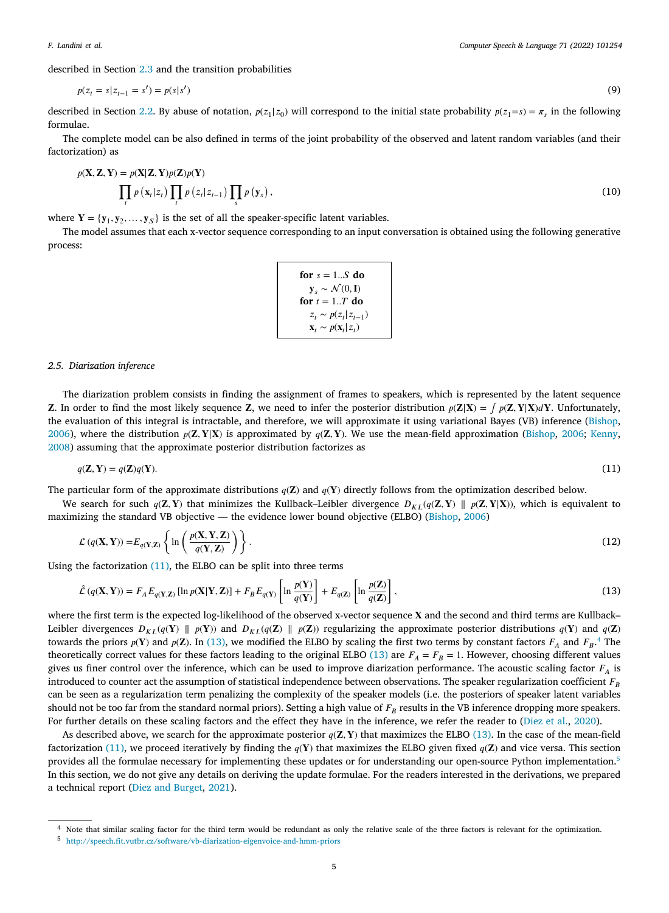described in Section 2.3 and the transition probabilities

$$p(z_t = s | z_{t-1} = s') = p(s|s') \tag{9}$$

described in Section 2.2. By abuse of notation, $p(z_1|z_0)$ will correspond to the initial state probability $p(z_1{=}s) = \pi_s$ in the following formulae.

The complete model can be also defined in terms of the joint probability of the observed and latent random variables (and their factorization) as

$$p(\mathbf{X}, \mathbf{Z}, \mathbf{Y}) = p(\mathbf{X}|\mathbf{Z}, \mathbf{Y})p(\mathbf{Z})p(\mathbf{Y})$$
$$\prod_t p\left(\mathbf{x}_t | z_t\right) \prod_t p\left(z_t | z_{t-1}\right) \prod_s p\left(\mathbf{y}_s\right), \tag{10}$$

where $\mathbf{Y} = \{\mathbf{y}_1, \mathbf{y}_2, \ldots, \mathbf{y}_S\}$ is the set of all the speaker-specific latent variables.

The model assumes that each x-vector sequence corresponding to an input conversation is obtained using the following generative process:

```
for s = 1..S do
    y_s ~ N(0, I)
for t = 1..T do
    z_t ~ p(z_t | z_{t-1})
    x_t ~ p(x_t | z_t)
```

### 2.5. Diarization inference

The diarization problem consists in finding the assignment of frames to speakers, which is represented by the latent sequence $\mathbf{Z}$. In order to find the most likely sequence $\mathbf{Z}$, we need to infer the posterior distribution $p(\mathbf{Z}|\mathbf{X}) = \int p(\mathbf{Z}, \mathbf{Y}|\mathbf{X})d\mathbf{Y}$. Unfortunately, the evaluation of this integral is intractable, and therefore, we will approximate it using variational Bayes (VB) inference (Bishop, 2006), where the distribution $p(\mathbf{Z}, \mathbf{Y}|\mathbf{X})$ is approximated by $q(\mathbf{Z}, \mathbf{Y})$. We use the mean-field approximation (Bishop, 2006; Kenny, 2008) assuming that the approximate posterior distribution factorizes as

$$q(\mathbf{Z}, \mathbf{Y}) = q(\mathbf{Z})q(\mathbf{Y}). \tag{11}$$

The particular form of the approximate distributions $q(\mathbf{Z})$ and $q(\mathbf{Y})$ directly follows from the optimization described below.

We search for such $q(\mathbf{Z}, \mathbf{Y})$ that minimizes the Kullback–Leibler divergence $D_{KL}(q(\mathbf{Z}, \mathbf{Y}) \parallel p(\mathbf{Z}, \mathbf{Y}|\mathbf{X}))$, which is equivalent to maximizing the standard VB objective — the evidence lower bound objective (ELBO) (Bishop, 2006)

$$\mathcal{L}\left(q(\mathbf{X}, \mathbf{Y})\right) = E_{q(\mathbf{Y}, \mathbf{Z})}\left\{\ln\left(\frac{p(\mathbf{X}, \mathbf{Y}, \mathbf{Z})}{q(\mathbf{Y}, \mathbf{Z})}\right)\right\}. \tag{12}$$

Using the factorization (11), the ELBO can be split into three terms

$$\hat{\mathcal{L}}\left(q(\mathbf{X}, \mathbf{Y})\right) = F_A E_{q(\mathbf{Y}, \mathbf{Z})}\left[\ln p(\mathbf{X}|\mathbf{Y}, \mathbf{Z})\right] + F_B E_{q(\mathbf{Y})}\left[\ln \frac{p(\mathbf{Y})}{q(\mathbf{Y})}\right] + E_{q(\mathbf{Z})}\left[\ln \frac{p(\mathbf{Z})}{q(\mathbf{Z})}\right], \tag{13}$$

where the first term is the expected log-likelihood of the observed x-vector sequence $\mathbf{X}$ and the second and third terms are Kullback–Leibler divergences $D_{KL}(q(\mathbf{Y}) \parallel p(\mathbf{Y}))$ and $D_{KL}(q(\mathbf{Z}) \parallel p(\mathbf{Z}))$ regularizing the approximate posterior distributions $q(\mathbf{Y})$ and $q(\mathbf{Z})$ towards the priors $p(\mathbf{Y})$ and $p(\mathbf{Z})$. In (13), we modified the ELBO by scaling the first two terms by constant factors $F_A$ and $F_B$.[4] The theoretically correct values for these factors leading to the original ELBO (13) are $F_A = F_B = 1$. However, choosing different values gives us finer control over the inference, which can be used to improve diarization performance. The acoustic scaling factor $F_A$ is introduced to counter act the assumption of statistical independence between observations. The speaker regularization coefficient $F_B$ can be seen as a regularization term penalizing the complexity of the speaker models (i.e. the posteriors of speaker latent variables should not be too far from the standard normal priors). Setting a high value of $F_B$ results in the VB inference dropping more speakers. For further details on these scaling factors and the effect they have in the inference, we refer the reader to (Diez et al., 2020).

As described above, we search for the approximate posterior $q(\mathbf{Z}, \mathbf{Y})$ that maximizes the ELBO (13). In the case of the mean-field factorization (11), we proceed iteratively by finding the $q(\mathbf{Y})$ that maximizes the ELBO given fixed $q(\mathbf{Z})$ and vice versa. This section provides all the formulae necessary for implementing these updates or for understanding our open-source Python implementation.[5] In this section, we do not give any details on deriving the update formulae. For the readers interested in the derivations, we prepared a technical report (Diez and Burget, 2021).

---

[4] Note that similar scaling factor for the third term would be redundant as only the relative scale of the three factors is relevant for the optimization.

[5] http://speech.fit.vutbr.cz/software/vb-diarization-eigenvoice-and-hmm-priors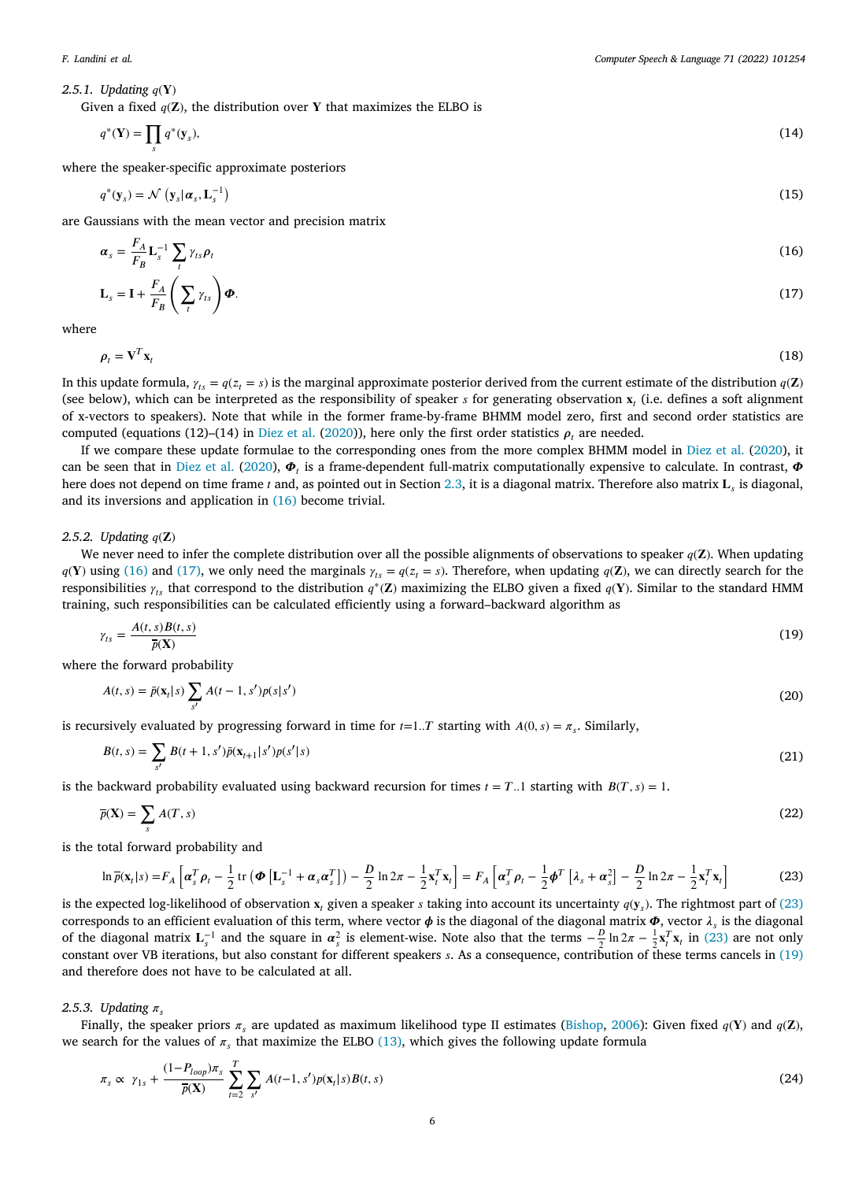#### 2.5.1. Updating $q(\mathbf{Y})$

Given a fixed $q(\mathbf{Z})$, the distribution over $\mathbf{Y}$ that maximizes the ELBO is

$$q^*(\mathbf{Y}) = \prod_s q^*(\mathbf{y}_s), \tag{14}$$

where the speaker-specific approximate posteriors

$$q^*(\mathbf{y}_s) = \mathcal{N}\left(\mathbf{y}_s | \boldsymbol{\alpha}_s, \mathbf{L}_s^{-1}\right) \tag{15}$$

are Gaussians with the mean vector and precision matrix

$$\boldsymbol{\alpha}_s = \frac{F_A}{F_B} \mathbf{L}_s^{-1} \sum_t \gamma_{ts} \boldsymbol{\rho}_t \tag{16}$$

$$\mathbf{L}_s = \mathbf{I} + \frac{F_A}{F_B} \left( \sum_t \gamma_{ts} \right) \boldsymbol{\Phi}. \tag{17}$$

where

$$\boldsymbol{\rho}_t = \mathbf{V}^T \mathbf{x}_t \tag{18}$$

In this update formula, $\gamma_{ts} = q(z_t = s)$ is the marginal approximate posterior derived from the current estimate of the distribution $q(\mathbf{Z})$ (see below), which can be interpreted as the responsibility of speaker $s$ for generating observation $\mathbf{x}_t$ (i.e. defines a soft alignment of x-vectors to speakers). Note that while in the former frame-by-frame BHMM model zero, first and second order statistics are computed (equations (12)–(14) in Diez et al. (2020)), here only the first order statistics $\boldsymbol{\rho}_t$ are needed.

If we compare these update formulae to the corresponding ones from the more complex BHMM model in Diez et al. (2020), it can be seen that in Diez et al. (2020), $\boldsymbol{\Phi}_t$ is a frame-dependent full-matrix computationally expensive to calculate. In contrast, $\boldsymbol{\Phi}$ here does not depend on time frame $t$ and, as pointed out in Section 2.3, it is a diagonal matrix. Therefore also matrix $\mathbf{L}_s$ is diagonal, and its inversions and application in (16) become trivial.

#### 2.5.2. Updating $q(\mathbf{Z})$

We never need to infer the complete distribution over all the possible alignments of observations to speaker $q(\mathbf{Z})$. When updating $q(\mathbf{Y})$ using (16) and (17), we only need the marginals $\gamma_{ts} = q(z_t = s)$. Therefore, when updating $q(\mathbf{Z})$, we can directly search for the responsibilities $\gamma_{ts}$ that correspond to the distribution $q^*(\mathbf{Z})$ maximizing the ELBO given a fixed $q(\mathbf{Y})$. Similar to the standard HMM training, such responsibilities can be calculated efficiently using a forward–backward algorithm as

$$\gamma_{ts} = \frac{A(t,s)B(t,s)}{\overline{p}(\mathbf{X})} \tag{19}$$

where the forward probability

$$A(t,s) = \overline{p}(\mathbf{x}_t|s) \sum_{s'} A(t-1,s')p(s|s') \tag{20}$$

is recursively evaluated by progressing forward in time for $t$=1..$T$ starting with $A(0,s) = \pi_s$. Similarly,

$$B(t,s) = \sum_{s'} B(t+1,s')\overline{p}(\mathbf{x}_{t+1}|s')p(s'|s) \tag{21}$$

is the backward probability evaluated using backward recursion for times $t = T$..1 starting with $B(T,s) = 1$.

$$\overline{p}(\mathbf{X}) = \sum_s A(T,s) \tag{22}$$

is the total forward probability and

$$\ln \overline{p}(\mathbf{x}_t|s) = F_A \left[ \boldsymbol{\alpha}_s^T \boldsymbol{\rho}_t - \frac{1}{2} \operatorname{tr}\left( \boldsymbol{\Phi} \left[ \mathbf{L}_s^{-1} + \boldsymbol{\alpha}_s \boldsymbol{\alpha}_s^T \right] \right) - \frac{D}{2} \ln 2\pi - \frac{1}{2} \mathbf{x}_t^T \mathbf{x}_t \right] = F_A \left[ \boldsymbol{\alpha}_s^T \boldsymbol{\rho}_t - \frac{1}{2} \boldsymbol{\phi}^T \left[ \boldsymbol{\lambda}_s + \boldsymbol{\alpha}_s^2 \right] - \frac{D}{2} \ln 2\pi - \frac{1}{2} \mathbf{x}_t^T \mathbf{x}_t \right] \tag{23}$$

is the expected log-likelihood of observation $\mathbf{x}_t$ given a speaker $s$ taking into account its uncertainty $q(\mathbf{y}_s)$. The rightmost part of (23) corresponds to an efficient evaluation of this term, where vector $\boldsymbol{\phi}$ is the diagonal of the diagonal matrix $\boldsymbol{\Phi}$, vector $\boldsymbol{\lambda}_s$ is the diagonal of the diagonal matrix $\mathbf{L}_s^{-1}$ and the square in $\boldsymbol{\alpha}_s^2$ is element-wise. Note also that the terms $-\frac{D}{2} \ln 2\pi - \frac{1}{2} \mathbf{x}_t^T \mathbf{x}_t$ in (23) are not only constant over VB iterations, but also constant for different speakers $s$. As a consequence, contribution of these terms cancels in (19) and therefore does not have to be calculated at all.

#### 2.5.3. Updating $\pi_s$

Finally, the speaker priors $\pi_s$ are updated as maximum likelihood type II estimates (Bishop, 2006): Given fixed $q(\mathbf{Y})$ and $q(\mathbf{Z})$, we search for the values of $\pi_s$ that maximize the ELBO (13), which gives the following update formula

$$\pi_s \propto \gamma_{1s} + \frac{(1-P_{loop})\pi_s}{\overline{p}(\mathbf{X})} \sum_{t=2}^{T} \sum_{s'} A(t-1,s')p(\mathbf{x}_t|s)B(t,s) \tag{24}$$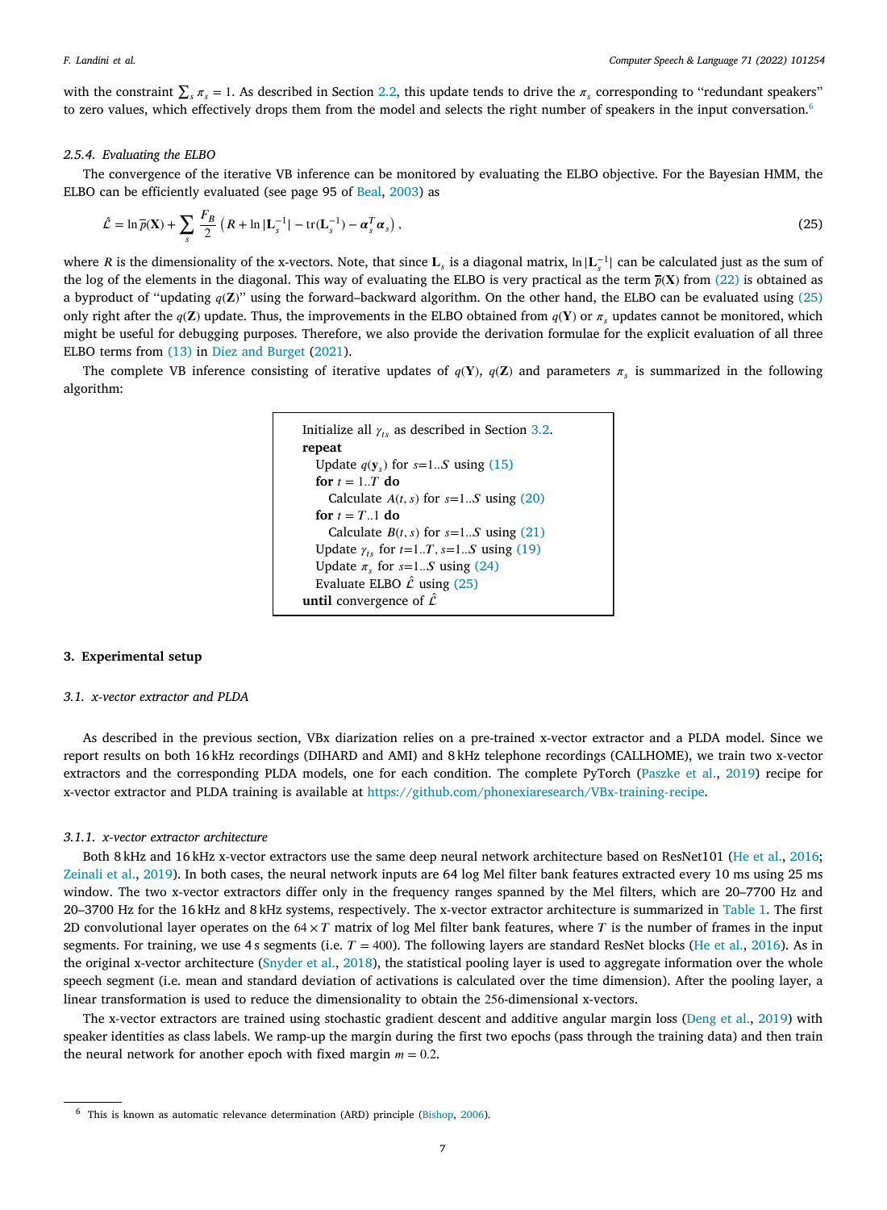with the constraint $\sum_s \pi_s = 1$. As described in Section 2.2, this update tends to drive the $\pi_s$ corresponding to "redundant speakers" to zero values, which effectively drops them from the model and selects the right number of speakers in the input conversation.[6]

#### 2.5.4. Evaluating the ELBO

The convergence of the iterative VB inference can be monitored by evaluating the ELBO objective. For the Bayesian HMM, the ELBO can be efficiently evaluated (see page 95 of Beal, 2003) as

$$\hat{\mathcal{L}} = \ln \overline{p}(\mathbf{X}) + \sum_s \frac{F_B}{2} \left( R + \ln |\mathbf{L}_s^{-1}| - \mathrm{tr}(\mathbf{L}_s^{-1}) - \boldsymbol{\alpha}_s^T \boldsymbol{\alpha}_s \right), \tag{25}$$

where $R$ is the dimensionality of the x-vectors. Note, that since $\mathbf{L}_s$ is a diagonal matrix, $\ln |\mathbf{L}_s^{-1}|$ can be calculated just as the sum of the log of the elements in the diagonal. This way of evaluating the ELBO is very practical as the term $\overline{p}(\mathbf{X})$ from (22) is obtained as a byproduct of "updating $q(\mathbf{Z})$" using the forward–backward algorithm. On the other hand, the ELBO can be evaluated using (25) only right after the $q(\mathbf{Z})$ update. Thus, the improvements in the ELBO obtained from $q(\mathbf{Y})$ or $\pi_s$ updates cannot be monitored, which might be useful for debugging purposes. Therefore, we also provide the derivation formulae for the explicit evaluation of all three ELBO terms from (13) in Diez and Burget (2021).

The complete VB inference consisting of iterative updates of $q(\mathbf{Y})$, $q(\mathbf{Z})$ and parameters $\pi_s$ is summarized in the following algorithm:

```
Initialize all γ_ts as described in Section 3.2.
repeat
  Update q(y_s) for s=1..S using (15)
  for t = 1..T do
    Calculate A(t, s) for s=1..S using (20)
  for t = T..1 do
    Calculate B(t, s) for s=1..S using (21)
  Update γ_ts for t=1..T, s=1..S using (19)
  Update π_s for s=1..S using (24)
  Evaluate ELBO L̂ using (25)
until convergence of L̂
```

## 3. Experimental setup

### 3.1. x-vector extractor and PLDA

As described in the previous section, VBx diarization relies on a pre-trained x-vector extractor and a PLDA model. Since we report results on both 16 kHz recordings (DIHARD and AMI) and 8 kHz telephone recordings (CALLHOME), we train two x-vector extractors and the corresponding PLDA models, one for each condition. The complete PyTorch (Paszke et al., 2019) recipe for x-vector extractor and PLDA training is available at https://github.com/phonexiaresearch/VBx-training-recipe.

#### 3.1.1. x-vector extractor architecture

Both 8 kHz and 16 kHz x-vector extractors use the same deep neural network architecture based on ResNet101 (He et al., 2016; Zeinali et al., 2019). In both cases, the neural network inputs are 64 log Mel filter bank features extracted every 10 ms using 25 ms window. The two x-vector extractors differ only in the frequency ranges spanned by the Mel filters, which are 20–7700 Hz and 20–3700 Hz for the 16 kHz and 8 kHz systems, respectively. The x-vector extractor architecture is summarized in Table 1. The first 2D convolutional layer operates on the $64 \times T$ matrix of log Mel filter bank features, where $T$ is the number of frames in the input segments. For training, we use 4 s segments (i.e. $T = 400$). The following layers are standard ResNet blocks (He et al., 2016). As in the original x-vector architecture (Snyder et al., 2018), the statistical pooling layer is used to aggregate information over the whole speech segment (i.e. mean and standard deviation of activations is calculated over the time dimension). After the pooling layer, a linear transformation is used to reduce the dimensionality to obtain the 256-dimensional x-vectors.

The x-vector extractors are trained using stochastic gradient descent and additive angular margin loss (Deng et al., 2019) with speaker identities as class labels. We ramp-up the margin during the first two epochs (pass through the training data) and then train the neural network for another epoch with fixed margin $m = 0.2$.

[6] This is known as automatic relevance determination (ARD) principle (Bishop, 2006).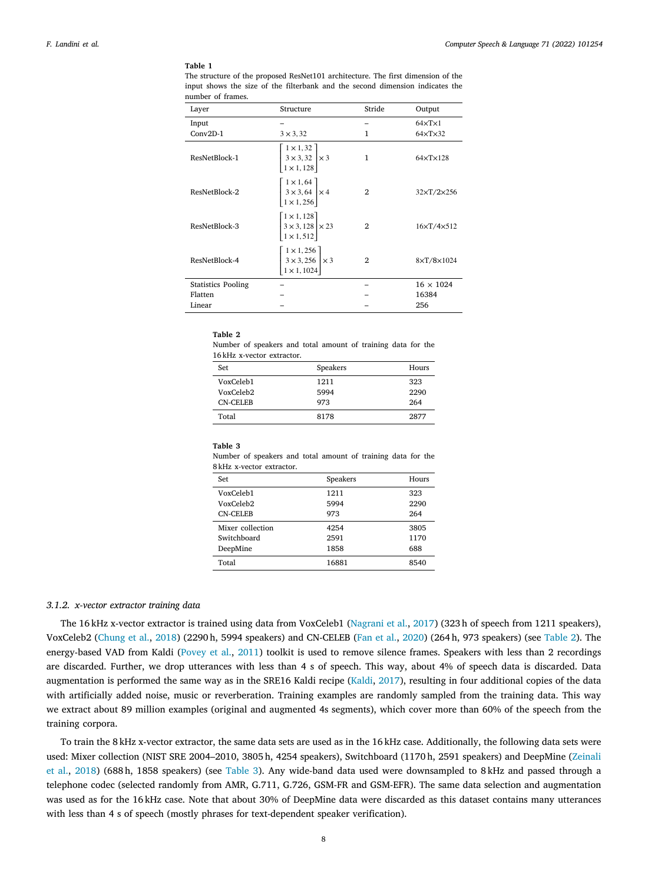**Table 1**
The structure of the proposed ResNet101 architecture. The first dimension of the input shows the size of the filterbank and the second dimension indicates the number of frames.

| Layer | Structure | Stride | Output |
|---|---|---|---|
| Input | – | – | 64×T×1 |
| Conv2D-1 | $3 \times 3, 32$ | 1 | 64×T×32 |
| ResNetBlock-1 | $\begin{bmatrix} 1 \times 1, 32 \\ 3 \times 3, 32 \\ 1 \times 1, 128 \end{bmatrix} \times 3$ | 1 | 64×T×128 |
| ResNetBlock-2 | $\begin{bmatrix} 1 \times 1, 64 \\ 3 \times 3, 64 \\ 1 \times 1, 256 \end{bmatrix} \times 4$ | 2 | 32×T/2×256 |
| ResNetBlock-3 | $\begin{bmatrix} 1 \times 1, 128 \\ 3 \times 3, 128 \\ 1 \times 1, 512 \end{bmatrix} \times 23$ | 2 | 16×T/4×512 |
| ResNetBlock-4 | $\begin{bmatrix} 1 \times 1, 256 \\ 3 \times 3, 256 \\ 1 \times 1, 1024 \end{bmatrix} \times 3$ | 2 | 8×T/8×1024 |
| Statistics Pooling | – | – | 16 × 1024 |
| Flatten | – | – | 16384 |
| Linear | – | – | 256 |

**Table 2**
Number of speakers and total amount of training data for the 16 kHz x-vector extractor.

| Set | Speakers | Hours |
|---|---|---|
| VoxCeleb1 | 1211 | 323 |
| VoxCeleb2 | 5994 | 2290 |
| CN-CELEB | 973 | 264 |
| Total | 8178 | 2877 |

**Table 3**
Number of speakers and total amount of training data for the 8 kHz x-vector extractor.

| Set | Speakers | Hours |
|---|---|---|
| VoxCeleb1 | 1211 | 323 |
| VoxCeleb2 | 5994 | 2290 |
| CN-CELEB | 973 | 264 |
| Mixer collection | 4254 | 3805 |
| Switchboard | 2591 | 1170 |
| DeepMine | 1858 | 688 |
| Total | 16881 | 8540 |

### 3.1.2. *x-vector extractor training data*

The 16 kHz x-vector extractor is trained using data from VoxCeleb1 (Nagrani et al., 2017) (323 h of speech from 1211 speakers), VoxCeleb2 (Chung et al., 2018) (2290 h, 5994 speakers) and CN-CELEB (Fan et al., 2020) (264 h, 973 speakers) (see Table 2). The energy-based VAD from Kaldi (Povey et al., 2011) toolkit is used to remove silence frames. Speakers with less than 2 recordings are discarded. Further, we drop utterances with less than 4 s of speech. This way, about 4% of speech data is discarded. Data augmentation is performed the same way as in the SRE16 Kaldi recipe (Kaldi, 2017), resulting in four additional copies of the data with artificially added noise, music or reverberation. Training examples are randomly sampled from the training data. This way we extract about 89 million examples (original and augmented 4s segments), which cover more than 60% of the speech from the training corpora.

To train the 8 kHz x-vector extractor, the same data sets are used as in the 16 kHz case. Additionally, the following data sets were used: Mixer collection (NIST SRE 2004–2010, 3805 h, 4254 speakers), Switchboard (1170 h, 2591 speakers) and DeepMine (Zeinali et al., 2018) (688 h, 1858 speakers) (see Table 3). Any wide-band data used were downsampled to 8 kHz and passed through a telephone codec (selected randomly from AMR, G.711, G.726, GSM-FR and GSM-EFR). The same data selection and augmentation was used as for the 16 kHz case. Note that about 30% of DeepMine data were discarded as this dataset contains many utterances with less than 4 s of speech (mostly phrases for text-dependent speaker verification).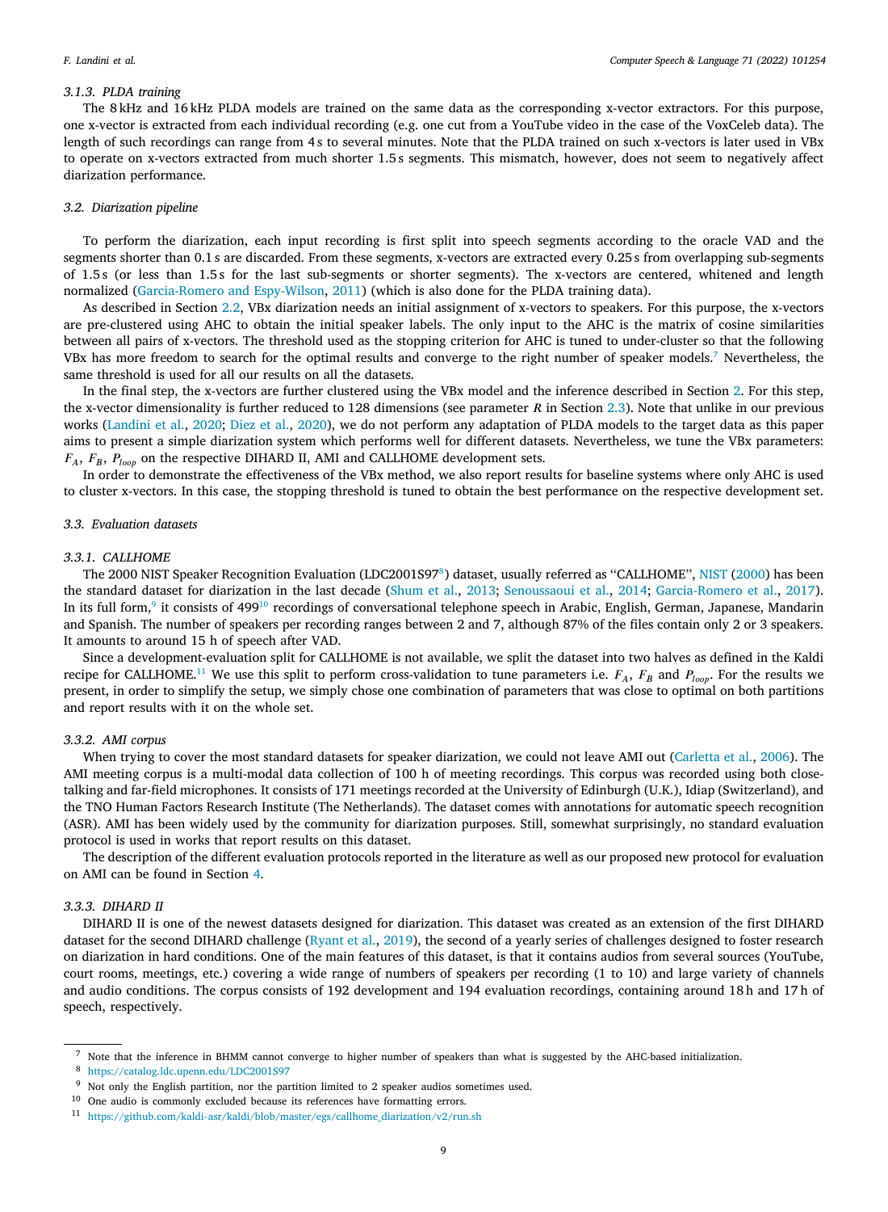#### 3.1.3. PLDA training

The 8 kHz and 16 kHz PLDA models are trained on the same data as the corresponding x-vector extractors. For this purpose, one x-vector is extracted from each individual recording (e.g. one cut from a YouTube video in the case of the VoxCeleb data). The length of such recordings can range from 4 s to several minutes. Note that the PLDA trained on such x-vectors is later used in VBx to operate on x-vectors extracted from much shorter 1.5 s segments. This mismatch, however, does not seem to negatively affect diarization performance.

### 3.2. Diarization pipeline

To perform the diarization, each input recording is first split into speech segments according to the oracle VAD and the segments shorter than 0.1 s are discarded. From these segments, x-vectors are extracted every 0.25 s from overlapping sub-segments of 1.5 s (or less than 1.5 s for the last sub-segments or shorter segments). The x-vectors are centered, whitened and length normalized (Garcia-Romero and Espy-Wilson, 2011) (which is also done for the PLDA training data).

As described in Section 2.2, VBx diarization needs an initial assignment of x-vectors to speakers. For this purpose, the x-vectors are pre-clustered using AHC to obtain the initial speaker labels. The only input to the AHC is the matrix of cosine similarities between all pairs of x-vectors. The threshold used as the stopping criterion for AHC is tuned to under-cluster so that the following VBx has more freedom to search for the optimal results and converge to the right number of speaker models.[7] Nevertheless, the same threshold is used for all our results on all the datasets.

In the final step, the x-vectors are further clustered using the VBx model and the inference described in Section 2. For this step, the x-vector dimensionality is further reduced to 128 dimensions (see parameter $R$ in Section 2.3). Note that unlike in our previous works (Landini et al., 2020; Diez et al., 2020), we do not perform any adaptation of PLDA models to the target data as this paper aims to present a simple diarization system which performs well for different datasets. Nevertheless, we tune the VBx parameters: $F_A$, $F_B$, $P_{loop}$ on the respective DIHARD II, AMI and CALLHOME development sets.

In order to demonstrate the effectiveness of the VBx method, we also report results for baseline systems where only AHC is used to cluster x-vectors. In this case, the stopping threshold is tuned to obtain the best performance on the respective development set.

### 3.3. Evaluation datasets

#### 3.3.1. CALLHOME

The 2000 NIST Speaker Recognition Evaluation (LDC2001S97[8]) dataset, usually referred as "CALLHOME", NIST (2000) has been the standard dataset for diarization in the last decade (Shum et al., 2013; Senoussaoui et al., 2014; Garcia-Romero et al., 2017). In its full form,[9] it consists of 499[10] recordings of conversational telephone speech in Arabic, English, German, Japanese, Mandarin and Spanish. The number of speakers per recording ranges between 2 and 7, although 87% of the files contain only 2 or 3 speakers. It amounts to around 15 h of speech after VAD.

Since a development-evaluation split for CALLHOME is not available, we split the dataset into two halves as defined in the Kaldi recipe for CALLHOME.[11] We use this split to perform cross-validation to tune parameters i.e. $F_A$, $F_B$ and $P_{loop}$. For the results we present, in order to simplify the setup, we simply chose one combination of parameters that was close to optimal on both partitions and report results with it on the whole set.

#### 3.3.2. AMI corpus

When trying to cover the most standard datasets for speaker diarization, we could not leave AMI out (Carletta et al., 2006). The AMI meeting corpus is a multi-modal data collection of 100 h of meeting recordings. This corpus was recorded using both close-talking and far-field microphones. It consists of 171 meetings recorded at the University of Edinburgh (U.K.), Idiap (Switzerland), and the TNO Human Factors Research Institute (The Netherlands). The dataset comes with annotations for automatic speech recognition (ASR). AMI has been widely used by the community for diarization purposes. Still, somewhat surprisingly, no standard evaluation protocol is used in works that report results on this dataset.

The description of the different evaluation protocols reported in the literature as well as our proposed new protocol for evaluation on AMI can be found in Section 4.

#### 3.3.3. DIHARD II

DIHARD II is one of the newest datasets designed for diarization. This dataset was created as an extension of the first DIHARD dataset for the second DIHARD challenge (Ryant et al., 2019), the second of a yearly series of challenges designed to foster research on diarization in hard conditions. One of the main features of this dataset, is that it contains audios from several sources (YouTube, court rooms, meetings, etc.) covering a wide range of numbers of speakers per recording (1 to 10) and large variety of channels and audio conditions. The corpus consists of 192 development and 194 evaluation recordings, containing around 18 h and 17 h of speech, respectively.

---

[7] Note that the inference in BHMM cannot converge to higher number of speakers than what is suggested by the AHC-based initialization.

[8] https://catalog.ldc.upenn.edu/LDC2001S97

[9] Not only the English partition, nor the partition limited to 2 speaker audios sometimes used.

[10] One audio is commonly excluded because its references have formatting errors.

[11] https://github.com/kaldi-asr/kaldi/blob/master/egs/callhome_diarization/v2/run.sh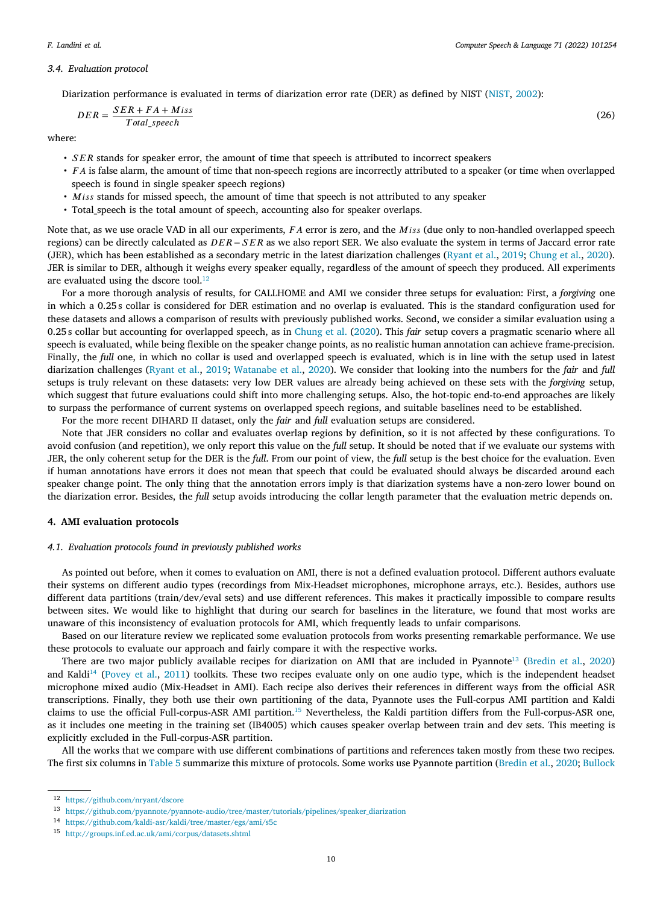### 3.4. Evaluation protocol

Diarization performance is evaluated in terms of diarization error rate (DER) as defined by NIST (NIST, 2002):

$$DER = \frac{SER + FA + Miss}{Total\_speech} \tag{26}$$

where:

- $SER$ stands for speaker error, the amount of time that speech is attributed to incorrect speakers
- $FA$ is false alarm, the amount of time that non-speech regions are incorrectly attributed to a speaker (or time when overlapped speech is found in single speaker speech regions)
- $Miss$ stands for missed speech, the amount of time that speech is not attributed to any speaker
- Total_speech is the total amount of speech, accounting also for speaker overlaps.

Note that, as we use oracle VAD in all our experiments, $FA$ error is zero, and the $Miss$ (due only to non-handled overlapped speech regions) can be directly calculated as $DER - SER$ as we also report SER. We also evaluate the system in terms of Jaccard error rate (JER), which has been established as a secondary metric in the latest diarization challenges (Ryant et al., 2019; Chung et al., 2020). JER is similar to DER, although it weighs every speaker equally, regardless of the amount of speech they produced. All experiments are evaluated using the dscore tool.[12]

For a more thorough analysis of results, for CALLHOME and AMI we consider three setups for evaluation: First, a *forgiving* one in which a 0.25 s collar is considered for DER estimation and no overlap is evaluated. This is the standard configuration used for these datasets and allows a comparison of results with previously published works. Second, we consider a similar evaluation using a 0.25 s collar but accounting for overlapped speech, as in Chung et al. (2020). This *fair* setup covers a pragmatic scenario where all speech is evaluated, while being flexible on the speaker change points, as no realistic human annotation can achieve frame-precision. Finally, the *full* one, in which no collar is used and overlapped speech is evaluated, which is in line with the setup used in latest diarization challenges (Ryant et al., 2019; Watanabe et al., 2020). We consider that looking into the numbers for the *fair* and *full* setups is truly relevant on these datasets: very low DER values are already being achieved on these sets with the *forgiving* setup, which suggest that future evaluations could shift into more challenging setups. Also, the hot-topic end-to-end approaches are likely to surpass the performance of current systems on overlapped speech regions, and suitable baselines need to be established.

For the more recent DIHARD II dataset, only the *fair* and *full* evaluation setups are considered.

Note that JER considers no collar and evaluates overlap regions by definition, so it is not affected by these configurations. To avoid confusion (and repetition), we only report this value on the *full* setup. It should be noted that if we evaluate our systems with JER, the only coherent setup for the DER is the *full*. From our point of view, the *full* setup is the best choice for the evaluation. Even if human annotations have errors it does not mean that speech that could be evaluated should always be discarded around each speaker change point. The only thing that the annotation errors imply is that diarization systems have a non-zero lower bound on the diarization error. Besides, the *full* setup avoids introducing the collar length parameter that the evaluation metric depends on.

## 4. AMI evaluation protocols

### 4.1. Evaluation protocols found in previously published works

As pointed out before, when it comes to evaluation on AMI, there is not a defined evaluation protocol. Different authors evaluate their systems on different audio types (recordings from Mix-Headset microphones, microphone arrays, etc.). Besides, authors use different data partitions (train/dev/eval sets) and use different references. This makes it practically impossible to compare results between sites. We would like to highlight that during our search for baselines in the literature, we found that most works are unaware of this inconsistency of evaluation protocols for AMI, which frequently leads to unfair comparisons.

Based on our literature review we replicated some evaluation protocols from works presenting remarkable performance. We use these protocols to evaluate our approach and fairly compare it with the respective works.

There are two major publicly available recipes for diarization on AMI that are included in Pyannote[13] (Bredin et al., 2020) and Kaldi[14] (Povey et al., 2011) toolkits. These two recipes evaluate only on one audio type, which is the independent headset microphone mixed audio (Mix-Headset in AMI). Each recipe also derives their references in different ways from the official ASR transcriptions. Finally, they both use their own partitioning of the data, Pyannote uses the Full-corpus AMI partition and Kaldi claims to use the official Full-corpus-ASR AMI partition.[15] Nevertheless, the Kaldi partition differs from the Full-corpus-ASR one, as it includes one meeting in the training set (IB4005) which causes speaker overlap between train and dev sets. This meeting is explicitly excluded in the Full-corpus-ASR partition.

All the works that we compare with use different combinations of partitions and references taken mostly from these two recipes. The first six columns in Table 5 summarize this mixture of protocols. Some works use Pyannote partition (Bredin et al., 2020; Bullock

[12] https://github.com/nryant/dscore

[13] https://github.com/pyannote/pyannote-audio/tree/master/tutorials/pipelines/speaker_diarization

[14] https://github.com/kaldi-asr/kaldi/tree/master/egs/ami/s5c

[15] http://groups.inf.ed.ac.uk/ami/corpus/datasets.shtml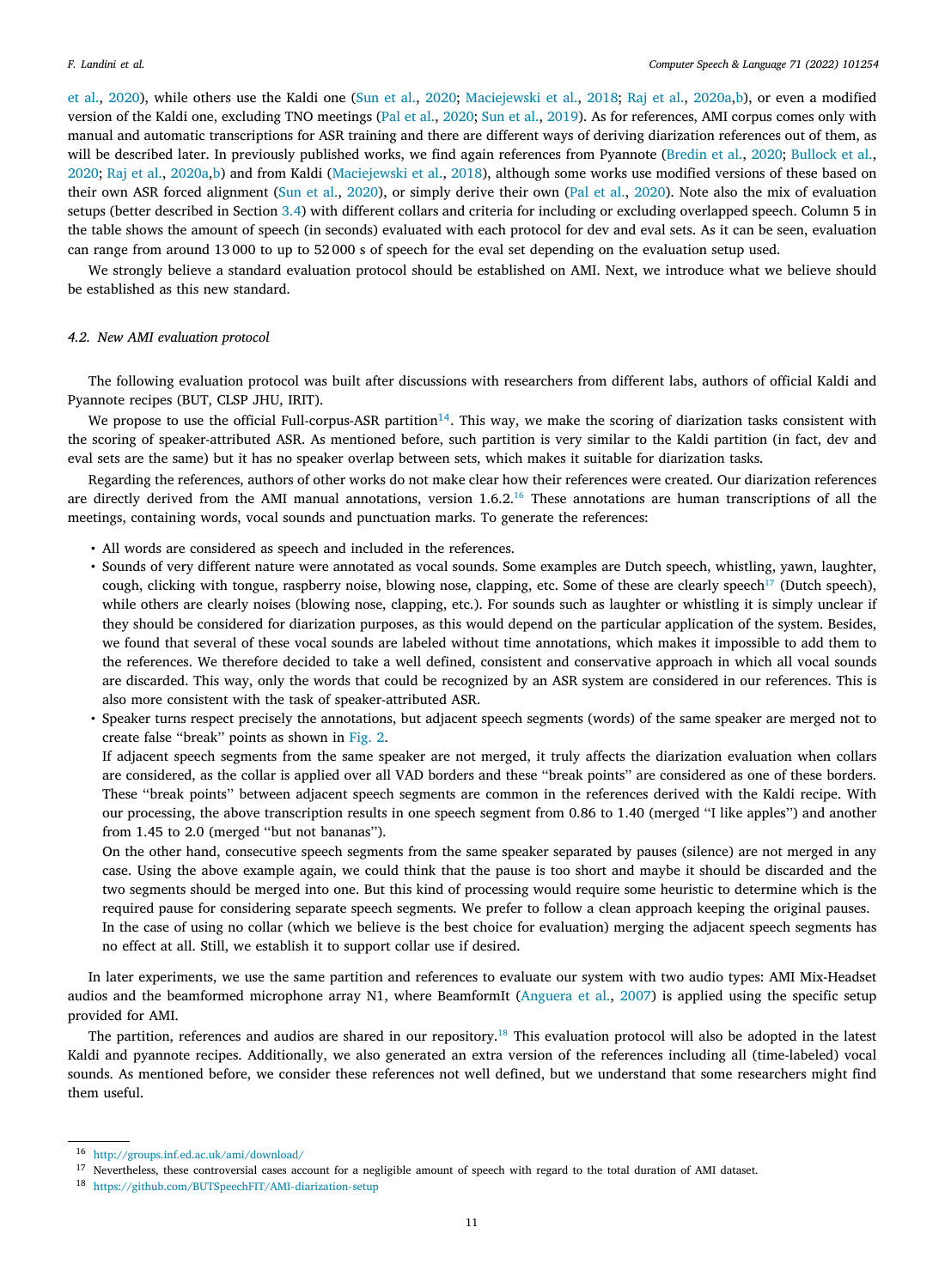et al., 2020), while others use the Kaldi one (Sun et al., 2020; Maciejewski et al., 2018; Raj et al., 2020a,b), or even a modified version of the Kaldi one, excluding TNO meetings (Pal et al., 2020; Sun et al., 2019). As for references, AMI corpus comes only with manual and automatic transcriptions for ASR training and there are different ways of deriving diarization references out of them, as will be described later. In previously published works, we find again references from Pyannote (Bredin et al., 2020; Bullock et al., 2020; Raj et al., 2020a,b) and from Kaldi (Maciejewski et al., 2018), although some works use modified versions of these based on their own ASR forced alignment (Sun et al., 2020), or simply derive their own (Pal et al., 2020). Note also the mix of evaluation setups (better described in Section 3.4) with different collars and criteria for including or excluding overlapped speech. Column 5 in the table shows the amount of speech (in seconds) evaluated with each protocol for dev and eval sets. As it can be seen, evaluation can range from around 13 000 to up to 52 000 s of speech for the eval set depending on the evaluation setup used.

We strongly believe a standard evaluation protocol should be established on AMI. Next, we introduce what we believe should be established as this new standard.

### 4.2. New AMI evaluation protocol

The following evaluation protocol was built after discussions with researchers from different labs, authors of official Kaldi and Pyannote recipes (BUT, CLSP JHU, IRIT).

We propose to use the official Full-corpus-ASR partition[14]. This way, we make the scoring of diarization tasks consistent with the scoring of speaker-attributed ASR. As mentioned before, such partition is very similar to the Kaldi partition (in fact, dev and eval sets are the same) but it has no speaker overlap between sets, which makes it suitable for diarization tasks.

Regarding the references, authors of other works do not make clear how their references were created. Our diarization references are directly derived from the AMI manual annotations, version 1.6.2.[16] These annotations are human transcriptions of all the meetings, containing words, vocal sounds and punctuation marks. To generate the references:

- All words are considered as speech and included in the references.
- Sounds of very different nature were annotated as vocal sounds. Some examples are Dutch speech, whistling, yawn, laughter, cough, clicking with tongue, raspberry noise, blowing nose, clapping, etc. Some of these are clearly speech[17] (Dutch speech), while others are clearly noises (blowing nose, clapping, etc.). For sounds such as laughter or whistling it is simply unclear if they should be considered for diarization purposes, as this would depend on the particular application of the system. Besides, we found that several of these vocal sounds are labeled without time annotations, which makes it impossible to add them to the references. We therefore decided to take a well defined, consistent and conservative approach in which all vocal sounds are discarded. This way, only the words that could be recognized by an ASR system are considered in our references. This is also more consistent with the task of speaker-attributed ASR.
- Speaker turns respect precisely the annotations, but adjacent speech segments (words) of the same speaker are merged not to create false "break" points as shown in Fig. 2.
  If adjacent speech segments from the same speaker are not merged, it truly affects the diarization evaluation when collars are considered, as the collar is applied over all VAD borders and these "break points" are considered as one of these borders. These "break points" between adjacent speech segments are common in the references derived with the Kaldi recipe. With our processing, the above transcription results in one speech segment from 0.86 to 1.40 (merged "I like apples") and another from 1.45 to 2.0 (merged "but not bananas").
  On the other hand, consecutive speech segments from the same speaker separated by pauses (silence) are not merged in any case. Using the above example again, we could think that the pause is too short and maybe it should be discarded and the two segments should be merged into one. But this kind of processing would require some heuristic to determine which is the required pause for considering separate speech segments. We prefer to follow a clean approach keeping the original pauses.
  In the case of using no collar (which we believe is the best choice for evaluation) merging the adjacent speech segments has no effect at all. Still, we establish it to support collar use if desired.

In later experiments, we use the same partition and references to evaluate our system with two audio types: AMI Mix-Headset audios and the beamformed microphone array N1, where BeamformIt (Anguera et al., 2007) is applied using the specific setup provided for AMI.

The partition, references and audios are shared in our repository.[18] This evaluation protocol will also be adopted in the latest Kaldi and pyannote recipes. Additionally, we also generated an extra version of the references including all (time-labeled) vocal sounds. As mentioned before, we consider these references not well defined, but we understand that some researchers might find them useful.

---

[16] http://groups.inf.ed.ac.uk/ami/download/

[17] Nevertheless, these controversial cases account for a negligible amount of speech with regard to the total duration of AMI dataset.

[18] https://github.com/BUTSpeechFIT/AMI-diarization-setup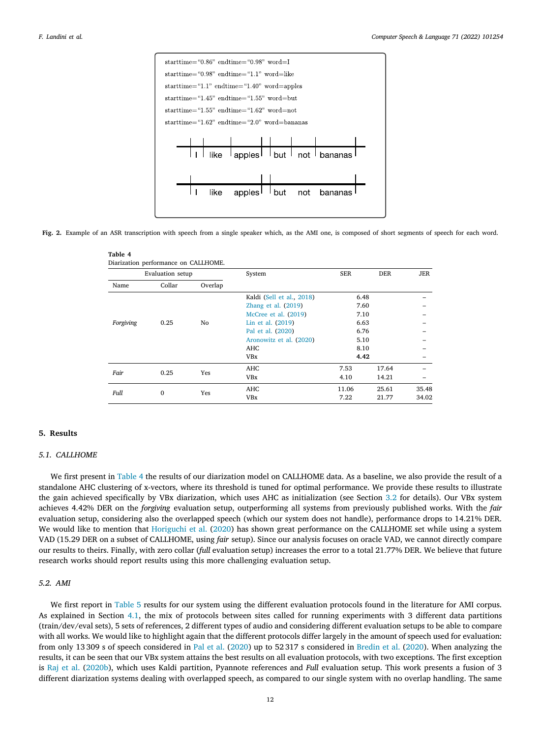```
starttime="0.86" endtime="0.98" word=I
starttime="0.98" endtime="1.1" word=like
starttime="1.1" endtime="1.40" word=apples
starttime="1.45" endtime="1.55" word=but
starttime="1.55" endtime="1.62" word=not
starttime="1.62" endtime="2.0" word=bananas
```

I | like | apples | but | not | bananas

I like apples | but not bananas

**Fig. 2.** Example of an ASR transcription with speech from a single speaker which, as the AMI one, is composed of short segments of speech for each word.

**Table 4**
Diarization performance on CALLHOME.

| Evaluation setup | | | System | SER | DER | JER |
|---|---|---|---|---|---|---|
| Name | Collar | Overlap | | | | |
| *Forgiving* | 0.25 | No | Kaldi (Sell et al., 2018) | | 6.48 | – |
| | | | Zhang et al. (2019) | | 7.60 | – |
| | | | McCree et al. (2019) | | 7.10 | – |
| | | | Lin et al. (2019) | | 6.63 | – |
| | | | Pal et al. (2020) | | 6.76 | – |
| | | | Aronowitz et al. (2020) | | 5.10 | – |
| | | | AHC | | 8.10 | – |
| | | | VBx | | **4.42** | – |
| *Fair* | 0.25 | Yes | AHC | 7.53 | 17.64 | – |
| | | | VBx | 4.10 | 14.21 | – |
| *Full* | 0 | Yes | AHC | 11.06 | 25.61 | 35.48 |
| | | | VBx | 7.22 | 21.77 | 34.02 |

## 5. Results

### 5.1. CALLHOME

We first present in Table 4 the results of our diarization model on CALLHOME data. As a baseline, we also provide the result of a standalone AHC clustering of x-vectors, where its threshold is tuned for optimal performance. We provide these results to illustrate the gain achieved specifically by VBx diarization, which uses AHC as initialization (see Section 3.2 for details). Our VBx system achieves 4.42% DER on the *forgiving* evaluation setup, outperforming all systems from previously published works. With the *fair* evaluation setup, considering also the overlapped speech (which our system does not handle), performance drops to 14.21% DER. We would like to mention that Horiguchi et al. (2020) has shown great performance on the CALLHOME set while using a system VAD (15.29 DER on a subset of CALLHOME, using *fair* setup). Since our analysis focuses on oracle VAD, we cannot directly compare our results to theirs. Finally, with zero collar (*full* evaluation setup) increases the error to a total 21.77% DER. We believe that future research works should report results using this more challenging evaluation setup.

### 5.2. AMI

We first report in Table 5 results for our system using the different evaluation protocols found in the literature for AMI corpus. As explained in Section 4.1, the mix of protocols between sites called for running experiments with 3 different data partitions (train/dev/eval sets), 5 sets of references, 2 different types of audio and considering different evaluation setups to be able to compare with all works. We would like to highlight again that the different protocols differ largely in the amount of speech used for evaluation: from only 13 309 s of speech considered in Pal et al. (2020) up to 52 317 s considered in Bredin et al. (2020). When analyzing the results, it can be seen that our VBx system attains the best results on all evaluation protocols, with two exceptions. The first exception is Raj et al. (2020b), which uses Kaldi partition, Pyannote references and *Full* evaluation setup. This work presents a fusion of 3 different diarization systems dealing with overlapped speech, as compared to our single system with no overlap handling. The same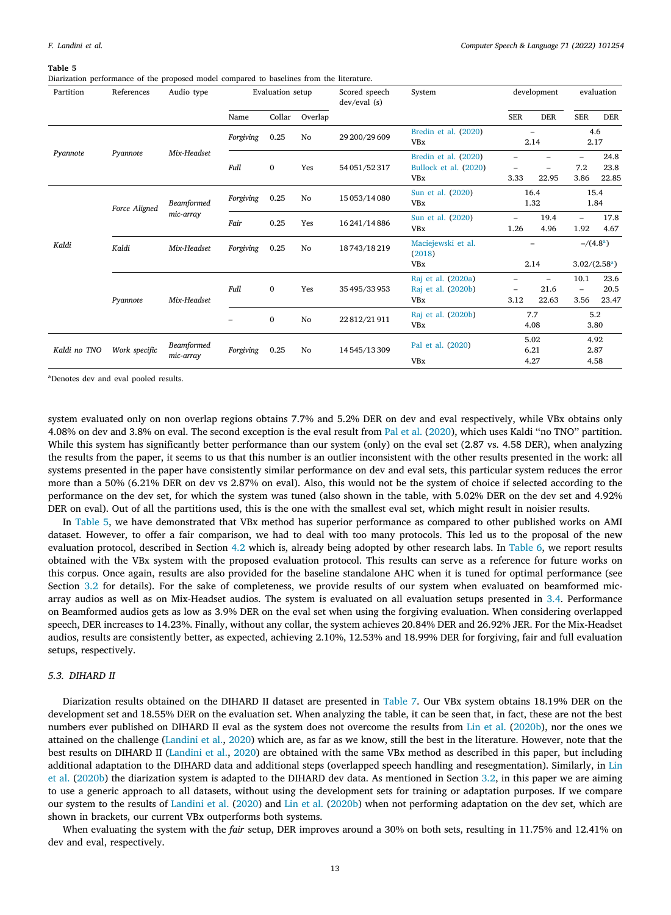**Table 5**
Diarization performance of the proposed model compared to baselines from the literature.

| Partition | References | Audio type | Evaluation setup | | | Scored speech dev/eval (s) | System | development | | evaluation | |
|---|---|---|---|---|---|---|---|---|---|---|---|
| | | | Name | Collar | Overlap | | | SER | DER | SER | DER |
| *Pyannote* | *Pyannote* | *Mix-Headset* | *Forgiving* | 0.25 | No | 29 200/29 609 | Bredin et al. (2020) | – | | 4.6 | |
| | | | | | | | VBx | 2.14 | | 2.17 | |
| | | | *Full* | 0 | Yes | 54 051/52 317 | Bredin et al. (2020) | – | – | – | 24.8 |
| | | | | | | | Bullock et al. (2020) | – | – | 7.2 | 23.8 |
| | | | | | | | VBx | 3.33 | 22.95 | 3.86 | 22.85 |
| *Kaldi* | *Force Aligned* | *Beamformed mic-array* | *Forgiving* | 0.25 | No | 15 053/14 080 | Sun et al. (2020) | 16.4 | | 15.4 | |
| | | | | | | | VBx | 1.32 | | 1.84 | |
| | | | *Fair* | 0.25 | Yes | 16 241/14 886 | Sun et al. (2020) | – | 19.4 | – | 17.8 |
| | | | | | | | VBx | 1.26 | 4.96 | 1.92 | 4.67 |
| | *Kaldi* | *Mix-Headset* | *Forgiving* | 0.25 | No | 18 743/18 219 | Maciejewski et al. (2018) | – | | –/(4.8[a]) | |
| | | | | | | | VBx | 2.14 | | 3.02/(2.58[a]) | |
| | *Pyannote* | *Mix-Headset* | *Full* | 0 | Yes | 35 495/33 953 | Raj et al. (2020a) | – | – | 10.1 | 23.6 |
| | | | | | | | Raj et al. (2020b) | – | 21.6 | – | 20.5 |
| | | | | | | | VBx | 3.12 | 22.63 | 3.56 | 23.47 |
| | | | – | 0 | No | 22 812/21 911 | Raj et al. (2020b) | 7.7 | | 5.2 | |
| | | | | | | | VBx | 4.08 | | 3.80 | |
| *Kaldi no TNO* | *Work specific* | *Beamformed mic-array* | *Forgiving* | 0.25 | No | 14 545/13 309 | Pal et al. (2020) | 5.02 | | 4.92 | |
| | | | | | | | | 6.21 | | 2.87 | |
| | | | | | | | VBx | 4.27 | | 4.58 | |

[a]Denotes dev and eval pooled results.

system evaluated only on non overlap regions obtains 7.7% and 5.2% DER on dev and eval respectively, while VBx obtains only 4.08% on dev and 3.8% on eval. The second exception is the eval result from Pal et al. (2020), which uses Kaldi "no TNO" partition. While this system has significantly better performance than our system (only) on the eval set (2.87 vs. 4.58 DER), when analyzing the results from the paper, it seems to us that this number is an outlier inconsistent with the other results presented in the work: all systems presented in the paper have consistently similar performance on dev and eval sets, this particular system reduces the error more than a 50% (6.21% DER on dev vs 2.87% on eval). Also, this would not be the system of choice if selected according to the performance on the dev set, for which the system was tuned (also shown in the table, with 5.02% DER on the dev set and 4.92% DER on eval). Out of all the partitions used, this is the one with the smallest eval set, which might result in noisier results.

In Table 5, we have demonstrated that VBx method has superior performance as compared to other published works on AMI dataset. However, to offer a fair comparison, we had to deal with too many protocols. This led us to the proposal of the new evaluation protocol, described in Section 4.2 which is, already being adopted by other research labs. In Table 6, we report results obtained with the VBx system with the proposed evaluation protocol. This results can serve as a reference for future works on this corpus. Once again, results are also provided for the baseline standalone AHC when it is tuned for optimal performance (see Section 3.2 for details). For the sake of completeness, we provide results of our system when evaluated on beamformed mic-array audios as well as on Mix-Headset audios. The system is evaluated on all evaluation setups presented in 3.4. Performance on Beamformed audios gets as low as 3.9% DER on the eval set when using the forgiving evaluation. When considering overlapped speech, DER increases to 14.23%. Finally, without any collar, the system achieves 20.84% DER and 26.92% JER. For the Mix-Headset audios, results are consistently better, as expected, achieving 2.10%, 12.53% and 18.99% DER for forgiving, fair and full evaluation setups, respectively.

### 5.3. DIHARD II

Diarization results obtained on the DIHARD II dataset are presented in Table 7. Our VBx system obtains 18.19% DER on the development set and 18.55% DER on the evaluation set. When analyzing the table, it can be seen that, in fact, these are not the best numbers ever published on DIHARD II eval as the system does not overcome the results from Lin et al. (2020b), nor the ones we attained on the challenge (Landini et al., 2020) which are, as far as we know, still the best in the literature. However, note that the best results on DIHARD II (Landini et al., 2020) are obtained with the same VBx method as described in this paper, but including additional adaptation to the DIHARD data and additional steps (overlapped speech handling and resegmentation). Similarly, in Lin et al. (2020b) the diarization system is adapted to the DIHARD dev data. As mentioned in Section 3.2, in this paper we are aiming to use a generic approach to all datasets, without using the development sets for training or adaptation purposes. If we compare our system to the results of Landini et al. (2020) and Lin et al. (2020b) when not performing adaptation on the dev set, which are shown in brackets, our current VBx outperforms both systems.

When evaluating the system with the *fair* setup, DER improves around a 30% on both sets, resulting in 11.75% and 12.41% on dev and eval, respectively.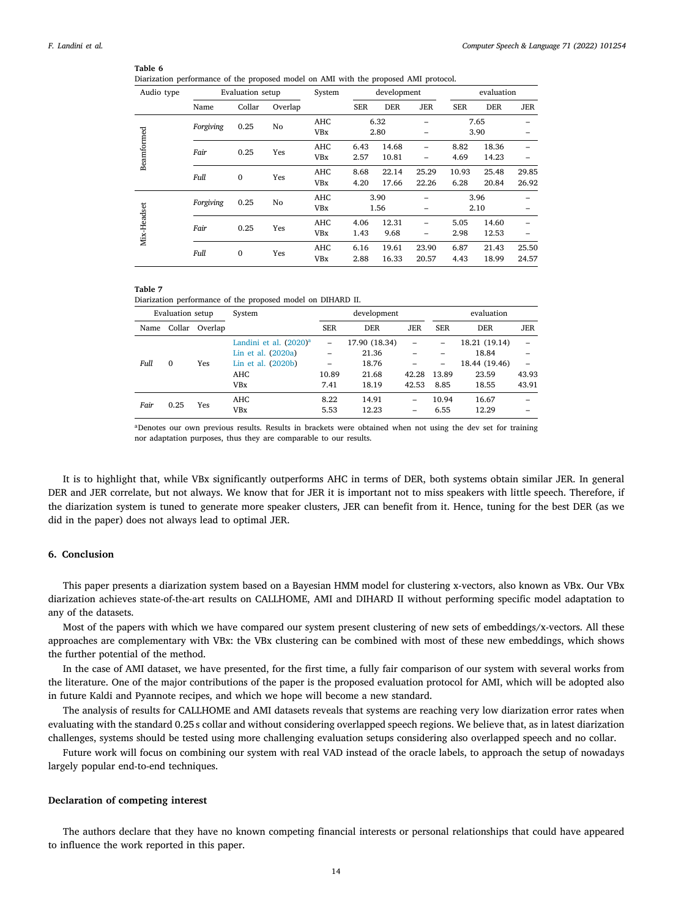**Table 6**
Diarization performance of the proposed model on AMI with the proposed AMI protocol.

| Audio type | Evaluation setup | | | System | development | | | evaluation | | |
|---|---|---|---|---|---|---|---|---|---|---|
| | Name | Collar | Overlap | | SER | DER | JER | SER | DER | JER |
| Beamformed | *Forgiving* | 0.25 | No | AHC | 6.32 | | – | 7.65 | | – |
| | | | | VBx | 2.80 | | – | 3.90 | | – |
| | *Fair* | 0.25 | Yes | AHC | 6.43 | 14.68 | – | 8.82 | 18.36 | – |
| | | | | VBx | 2.57 | 10.81 | – | 4.69 | 14.23 | – |
| | *Full* | 0 | Yes | AHC | 8.68 | 22.14 | 25.29 | 10.93 | 25.48 | 29.85 |
| | | | | VBx | 4.20 | 17.66 | 22.26 | 6.28 | 20.84 | 26.92 |
| Mix-Headset | *Forgiving* | 0.25 | No | AHC | 3.90 | | – | 3.96 | | – |
| | | | | VBx | 1.56 | | – | 2.10 | | – |
| | *Fair* | 0.25 | Yes | AHC | 4.06 | 12.31 | – | 5.05 | 14.60 | – |
| | | | | VBx | 1.43 | 9.68 | – | 2.98 | 12.53 | – |
| | *Full* | 0 | Yes | AHC | 6.16 | 19.61 | 23.90 | 6.87 | 21.43 | 25.50 |
| | | | | VBx | 2.88 | 16.33 | 20.57 | 4.43 | 18.99 | 24.57 |

**Table 7**
Diarization performance of the proposed model on DIHARD II.

| Evaluation setup | | | System | development | | | evaluation | | |
|---|---|---|---|---|---|---|---|---|---|
| Name | Collar | Overlap | | SER | DER | JER | SER | DER | JER |
| *Full* | 0 | Yes | Landini et al. (2020)[a] | – | 17.90 (18.34) | – | – | 18.21 (19.14) | – |
| | | | Lin et al. (2020a) | – | 21.36 | – | – | 18.84 | – |
| | | | Lin et al. (2020b) | – | 18.76 | – | – | 18.44 (19.46) | – |
| | | | AHC | 10.89 | 21.68 | 42.28 | 13.89 | 23.59 | 43.93 |
| | | | VBx | 7.41 | 18.19 | 42.53 | 8.85 | 18.55 | 43.91 |
| *Fair* | 0.25 | Yes | AHC | 8.22 | 14.91 | – | 10.94 | 16.67 | – |
| | | | VBx | 5.53 | 12.23 | – | 6.55 | 12.29 | – |

[a]Denotes our own previous results. Results in brackets were obtained when not using the dev set for training nor adaptation purposes, thus they are comparable to our results.

It is to highlight that, while VBx significantly outperforms AHC in terms of DER, both systems obtain similar JER. In general DER and JER correlate, but not always. We know that for JER it is important not to miss speakers with little speech. Therefore, if the diarization system is tuned to generate more speaker clusters, JER can benefit from it. Hence, tuning for the best DER (as we did in the paper) does not always lead to optimal JER.

## 6. Conclusion

This paper presents a diarization system based on a Bayesian HMM model for clustering x-vectors, also known as VBx. Our VBx diarization achieves state-of-the-art results on CALLHOME, AMI and DIHARD II without performing specific model adaptation to any of the datasets.

Most of the papers with which we have compared our system present clustering of new sets of embeddings/x-vectors. All these approaches are complementary with VBx: the VBx clustering can be combined with most of these new embeddings, which shows the further potential of the method.

In the case of AMI dataset, we have presented, for the first time, a fully fair comparison of our system with several works from the literature. One of the major contributions of the paper is the proposed evaluation protocol for AMI, which will be adopted also in future Kaldi and Pyannote recipes, and which we hope will become a new standard.

The analysis of results for CALLHOME and AMI datasets reveals that systems are reaching very low diarization error rates when evaluating with the standard 0.25 s collar and without considering overlapped speech regions. We believe that, as in latest diarization challenges, systems should be tested using more challenging evaluation setups considering also overlapped speech and no collar.

Future work will focus on combining our system with real VAD instead of the oracle labels, to approach the setup of nowadays largely popular end-to-end techniques.

## Declaration of competing interest

The authors declare that they have no known competing financial interests or personal relationships that could have appeared to influence the work reported in this paper.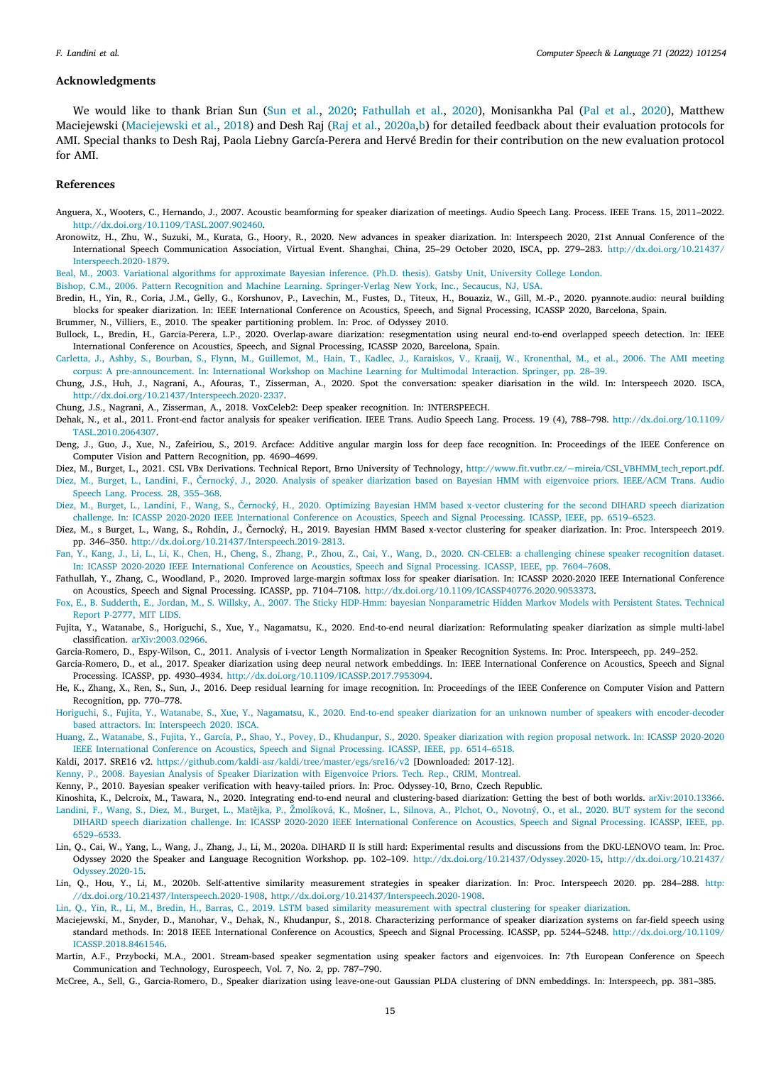## Acknowledgments

We would like to thank Brian Sun (Sun et al., 2020; Fathullah et al., 2020), Monisankha Pal (Pal et al., 2020), Matthew Maciejewski (Maciejewski et al., 2018) and Desh Raj (Raj et al., 2020a,b) for detailed feedback about their evaluation protocols for AMI. Special thanks to Desh Raj, Paola Liebny García-Perera and Hervé Bredin for their contribution on the new evaluation protocol for AMI.

## References

Anguera, X., Wooters, C., Hernando, J., 2007. Acoustic beamforming for speaker diarization of meetings. Audio Speech Lang. Process. IEEE Trans. 15, 2011–2022. http://dx.doi.org/10.1109/TASL.2007.902460.

Aronowitz, H., Zhu, W., Suzuki, M., Kurata, G., Hoory, R., 2020. New advances in speaker diarization. In: Interspeech 2020, 21st Annual Conference of the International Speech Communication Association, Virtual Event. Shanghai, China, 25–29 October 2020, ISCA, pp. 279–283. http://dx.doi.org/10.21437/Interspeech.2020-1879.

Beal, M., 2003. Variational algorithms for approximate Bayesian inference. (Ph.D. thesis). Gatsby Unit, University College London.

Bishop, C.M., 2006. Pattern Recognition and Machine Learning. Springer-Verlag New York, Inc., Secaucus, NJ, USA.

Bredin, H., Yin, R., Coria, J.M., Gelly, G., Korshunov, P., Lavechin, M., Fustes, D., Titeux, H., Bouaziz, W., Gill, M.-P., 2020. pyannote.audio: neural building blocks for speaker diarization. In: IEEE International Conference on Acoustics, Speech, and Signal Processing, ICASSP 2020, Barcelona, Spain.

Brummer, N., Villiers, E., 2010. The speaker partitioning problem. In: Proc. of Odyssey 2010.

Bullock, L., Bredin, H., Garcia-Perera, L.P., 2020. Overlap-aware diarization: resegmentation using neural end-to-end overlapped speech detection. In: IEEE International Conference on Acoustics, Speech, and Signal Processing, ICASSP 2020, Barcelona, Spain.

Carletta, J., Ashby, S., Bourban, S., Flynn, M., Guillemot, M., Hain, T., Kadlec, J., Karaiskos, V., Kraaij, W., Kronenthal, M., et al., 2006. The AMI meeting corpus: A pre-announcement. In: International Workshop on Machine Learning for Multimodal Interaction. Springer, pp. 28–39.

Chung, J.S., Huh, J., Nagrani, A., Afouras, T., Zisserman, A., 2020. Spot the conversation: speaker diarisation in the wild. In: Interspeech 2020. ISCA, http://dx.doi.org/10.21437/Interspeech.2020-2337.

Chung, J.S., Nagrani, A., Zisserman, A., 2018. VoxCeleb2: Deep speaker recognition. In: INTERSPEECH.

Dehak, N., et al., 2011. Front-end factor analysis for speaker verification. IEEE Trans. Audio Speech Lang. Process. 19 (4), 788–798. http://dx.doi.org/10.1109/TASL.2010.2064307.

Deng, J., Guo, J., Xue, N., Zafeiriou, S., 2019. Arcface: Additive angular margin loss for deep face recognition. In: Proceedings of the IEEE Conference on Computer Vision and Pattern Recognition, pp. 4690–4699.

Diez, M., Burget, L., 2021. CSL VBx Derivations. Technical Report, Brno University of Technology, http://www.fit.vutbr.cz/~mireia/CSL_VBHMM_tech_report.pdf.

Diez, M., Burget, L., Landini, F., Černocký, J., 2020. Analysis of speaker diarization based on Bayesian HMM with eigenvoice priors. IEEE/ACM Trans. Audio Speech Lang. Process. 28, 355–368.

Diez, M., Burget, L., Landini, F., Wang, S., Černocký, H., 2020. Optimizing Bayesian HMM based x-vector clustering for the second DIHARD speech diarization challenge. In: ICASSP 2020-2020 IEEE International Conference on Acoustics, Speech and Signal Processing. ICASSP, IEEE, pp. 6519–6523.

Diez, M., s Burget, L., Wang, S., Rohdin, J., Černocký, H., 2019. Bayesian HMM Based x-vector clustering for speaker diarization. In: Proc. Interspeech 2019. pp. 346–350. http://dx.doi.org/10.21437/Interspeech.2019-2813.

Fan, Y., Kang, J., Li, L., Li, K., Chen, H., Cheng, S., Zhang, P., Zhou, Z., Cai, Y., Wang, D., 2020. CN-CELEB: a challenging chinese speaker recognition dataset. In: ICASSP 2020-2020 IEEE International Conference on Acoustics, Speech and Signal Processing. ICASSP, IEEE, pp. 7604–7608.

Fathullah, Y., Zhang, C., Woodland, P., 2020. Improved large-margin softmax loss for speaker diarisation. In: ICASSP 2020-2020 IEEE International Conference on Acoustics, Speech and Signal Processing. ICASSP, pp. 7104–7108. http://dx.doi.org/10.1109/ICASSP40776.2020.9053373.

Fox, E., B. Sudderth, E., Jordan, M., S. Willsky, A., 2007. The Sticky HDP-Hmm: bayesian Nonparametric Hidden Markov Models with Persistent States. Technical Report P-2777, MIT LIDS.

Fujita, Y., Watanabe, S., Horiguchi, S., Xue, Y., Nagamatsu, K., 2020. End-to-end neural diarization: Reformulating speaker diarization as simple multi-label classification. arXiv:2003.02966.

Garcia-Romero, D., Espy-Wilson, C., 2011. Analysis of i-vector Length Normalization in Speaker Recognition Systems. In: Proc. Interspeech, pp. 249–252.

Garcia-Romero, D., et al., 2017. Speaker diarization using deep neural network embeddings. In: IEEE International Conference on Acoustics, Speech and Signal Processing. ICASSP, pp. 4930–4934. http://dx.doi.org/10.1109/ICASSP.2017.7953094.

He, K., Zhang, X., Ren, S., Sun, J., 2016. Deep residual learning for image recognition. In: Proceedings of the IEEE Conference on Computer Vision and Pattern Recognition, pp. 770–778.

Horiguchi, S., Fujita, Y., Watanabe, S., Xue, Y., Nagamatsu, K., 2020. End-to-end speaker diarization for an unknown number of speakers with encoder-decoder based attractors. In: Interspeech 2020. ISCA.

Huang, Z., Watanabe, S., Fujita, Y., García, P., Shao, Y., Povey, D., Khudanpur, S., 2020. Speaker diarization with region proposal network. In: ICASSP 2020-2020 IEEE International Conference on Acoustics, Speech and Signal Processing. ICASSP, IEEE, pp. 6514–6518.

Kaldi, 2017. SRE16 v2. https://github.com/kaldi-asr/kaldi/tree/master/egs/sre16/v2 [Downloaded: 2017-12].

Kenny, P., 2008. Bayesian Analysis of Speaker Diarization with Eigenvoice Priors. Tech. Rep., CRIM, Montreal.

Kenny, P., 2010. Bayesian speaker verification with heavy-tailed priors. In: Proc. Odyssey-10, Brno, Czech Republic.

Kinoshita, K., Delcroix, M., Tawara, N., 2020. Integrating end-to-end neural and clustering-based diarization: Getting the best of both worlds. arXiv:2010.13366.

Landini, F., Wang, S., Diez, M., Burget, L., Matějka, P., Žmolíková, K., Mošner, L., Silnova, A., Plchot, O., Novotný, O., et al., 2020. BUT system for the second DIHARD speech diarization challenge. In: ICASSP 2020-2020 IEEE International Conference on Acoustics, Speech and Signal Processing. ICASSP, IEEE, pp. 6529–6533.

Lin, Q., Cai, W., Yang, L., Wang, J., Zhang, J., Li, M., 2020a. DIHARD II Is still hard: Experimental results and discussions from the DKU-LENOVO team. In: Proc. Odyssey 2020 the Speaker and Language Recognition Workshop. pp. 102–109. http://dx.doi.org/10.21437/Odyssey.2020-15, http://dx.doi.org/10.21437/Odyssey.2020-15.

Lin, Q., Hou, Y., Li, M., 2020b. Self-attentive similarity measurement strategies in speaker diarization. In: Proc. Interspeech 2020. pp. 284–288. http://dx.doi.org/10.21437/Interspeech.2020-1908, http://dx.doi.org/10.21437/Interspeech.2020-1908.

Lin, Q., Yin, R., Li, M., Bredin, H., Barras, C., 2019. LSTM based similarity measurement with spectral clustering for speaker diarization.

Maciejewski, M., Snyder, D., Manohar, V., Dehak, N., Khudanpur, S., 2018. Characterizing performance of speaker diarization systems on far-field speech using standard methods. In: 2018 IEEE International Conference on Acoustics, Speech and Signal Processing. ICASSP, pp. 5244–5248. http://dx.doi.org/10.1109/ICASSP.2018.8461546.

Martin, A.F., Przybocki, M.A., 2001. Stream-based speaker segmentation using speaker factors and eigenvoices. In: 7th European Conference on Speech Communication and Technology, Eurospeech, Vol. 7, No. 2, pp. 787–790.

McCree, A., Sell, G., Garcia-Romero, D., Speaker diarization using leave-one-out Gaussian PLDA clustering of DNN embeddings. In: Interspeech, pp. 381–385.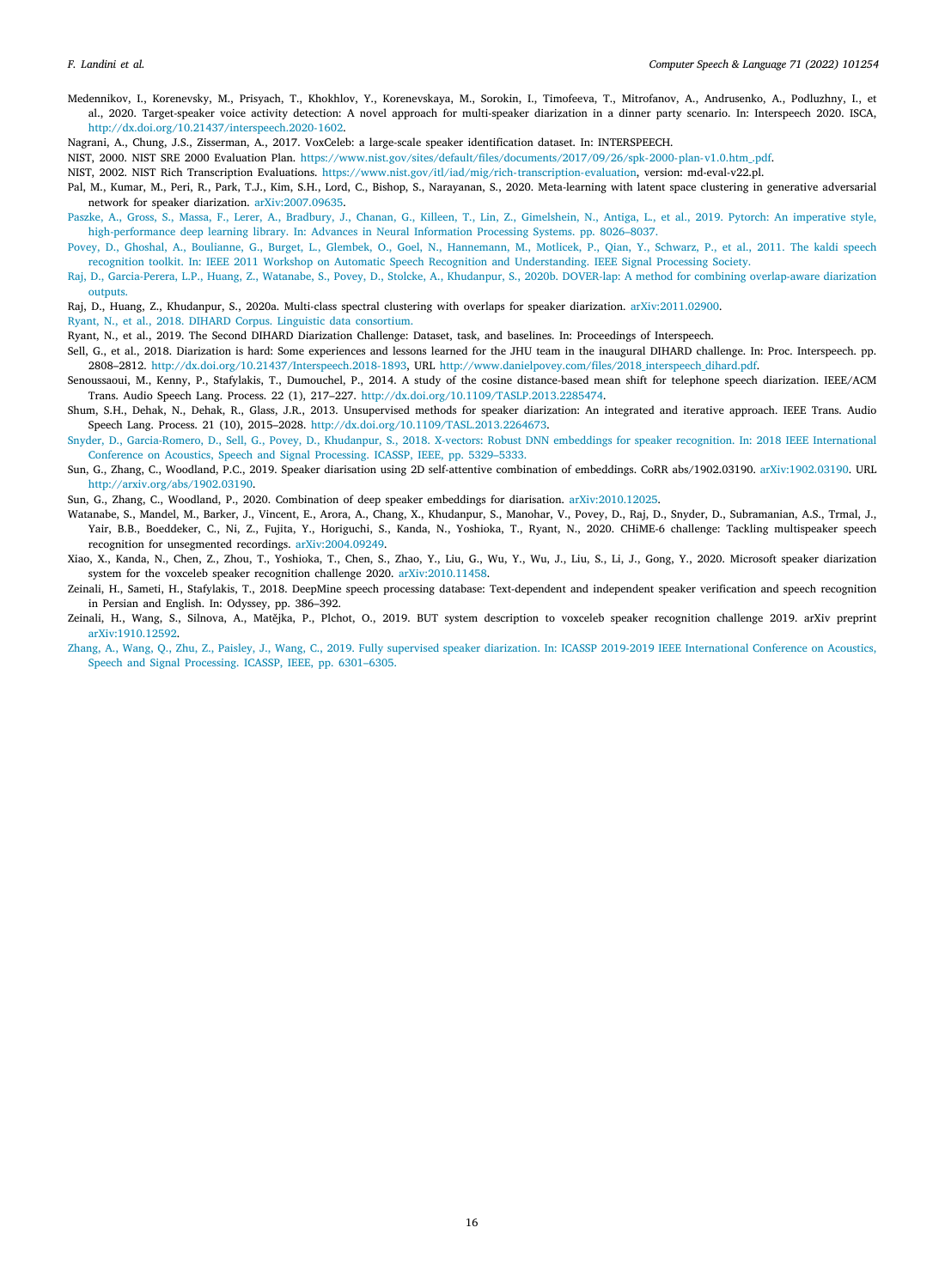Medennikov, I., Korenevsky, M., Prisyach, T., Khokhlov, Y., Korenevskaya, M., Sorokin, I., Timofeeva, T., Mitrofanov, A., Andrusenko, A., Podluzhny, I., et al., 2020. Target-speaker voice activity detection: A novel approach for multi-speaker diarization in a dinner party scenario. In: Interspeech 2020. ISCA, http://dx.doi.org/10.21437/interspeech.2020-1602.

Nagrani, A., Chung, J.S., Zisserman, A., 2017. VoxCeleb: a large-scale speaker identification dataset. In: INTERSPEECH.

NIST, 2000. NIST SRE 2000 Evaluation Plan. https://www.nist.gov/sites/default/files/documents/2017/09/26/spk-2000-plan-v1.0.htm_.pdf.

NIST, 2002. NIST Rich Transcription Evaluations. https://www.nist.gov/itl/iad/mig/rich-transcription-evaluation, version: md-eval-v22.pl.

Pal, M., Kumar, M., Peri, R., Park, T.J., Kim, S.H., Lord, C., Bishop, S., Narayanan, S., 2020. Meta-learning with latent space clustering in generative adversarial network for speaker diarization. arXiv:2007.09635.

Paszke, A., Gross, S., Massa, F., Lerer, A., Bradbury, J., Chanan, G., Killeen, T., Lin, Z., Gimelshein, N., Antiga, L., et al., 2019. Pytorch: An imperative style, high-performance deep learning library. In: Advances in Neural Information Processing Systems. pp. 8026–8037.

Povey, D., Ghoshal, A., Boulianne, G., Burget, L., Glembek, O., Goel, N., Hannemann, M., Motlicek, P., Qian, Y., Schwarz, P., et al., 2011. The kaldi speech recognition toolkit. In: IEEE 2011 Workshop on Automatic Speech Recognition and Understanding. IEEE Signal Processing Society.

Raj, D., Garcia-Perera, L.P., Huang, Z., Watanabe, S., Povey, D., Stolcke, A., Khudanpur, S., 2020b. DOVER-lap: A method for combining overlap-aware diarization outputs.

Raj, D., Huang, Z., Khudanpur, S., 2020a. Multi-class spectral clustering with overlaps for speaker diarization. arXiv:2011.02900.

Ryant, N., et al., 2018. DIHARD Corpus. Linguistic data consortium.

Ryant, N., et al., 2019. The Second DIHARD Diarization Challenge: Dataset, task, and baselines. In: Proceedings of Interspeech.

Sell, G., et al., 2018. Diarization is hard: Some experiences and lessons learned for the JHU team in the inaugural DIHARD challenge. In: Proc. Interspeech. pp. 2808–2812. http://dx.doi.org/10.21437/Interspeech.2018-1893, URL http://www.danielpovey.com/files/2018_interspeech_dihard.pdf.

Senoussaoui, M., Kenny, P., Stafylakis, T., Dumouchel, P., 2014. A study of the cosine distance-based mean shift for telephone speech diarization. IEEE/ACM Trans. Audio Speech Lang. Process. 22 (1), 217–227. http://dx.doi.org/10.1109/TASLP.2013.2285474.

Shum, S.H., Dehak, N., Dehak, R., Glass, J.R., 2013. Unsupervised methods for speaker diarization: An integrated and iterative approach. IEEE Trans. Audio Speech Lang. Process. 21 (10), 2015–2028. http://dx.doi.org/10.1109/TASL.2013.2264673.

Snyder, D., Garcia-Romero, D., Sell, G., Povey, D., Khudanpur, S., 2018. X-vectors: Robust DNN embeddings for speaker recognition. In: 2018 IEEE International Conference on Acoustics, Speech and Signal Processing. ICASSP, IEEE, pp. 5329–5333.

Sun, G., Zhang, C., Woodland, P.C., 2019. Speaker diarisation using 2D self-attentive combination of embeddings. CoRR abs/1902.03190. arXiv:1902.03190. URL http://arxiv.org/abs/1902.03190.

Sun, G., Zhang, C., Woodland, P., 2020. Combination of deep speaker embeddings for diarisation. arXiv:2010.12025.

Watanabe, S., Mandel, M., Barker, J., Vincent, E., Arora, A., Chang, X., Khudanpur, S., Manohar, V., Povey, D., Raj, D., Snyder, D., Subramanian, A.S., Trmal, J., Yair, B.B., Boeddeker, C., Ni, Z., Fujita, Y., Horiguchi, S., Kanda, N., Yoshioka, T., Ryant, N., 2020. CHiME-6 challenge: Tackling multispeaker speech recognition for unsegmented recordings. arXiv:2004.09249.

Xiao, X., Kanda, N., Chen, Z., Zhou, T., Yoshioka, T., Chen, S., Zhao, Y., Liu, G., Wu, Y., Wu, J., Liu, S., Li, J., Gong, Y., 2020. Microsoft speaker diarization system for the voxceleb speaker recognition challenge 2020. arXiv:2010.11458.

Zeinali, H., Sameti, H., Stafylakis, T., 2018. DeepMine speech processing database: Text-dependent and independent speaker verification and speech recognition in Persian and English. In: Odyssey, pp. 386–392.

Zeinali, H., Wang, S., Silnova, A., Matějka, P., Plchot, O., 2019. BUT system description to voxceleb speaker recognition challenge 2019. arXiv preprint arXiv:1910.12592.

Zhang, A., Wang, Q., Zhu, Z., Paisley, J., Wang, C., 2019. Fully supervised speaker diarization. In: ICASSP 2019-2019 IEEE International Conference on Acoustics, Speech and Signal Processing. ICASSP, IEEE, pp. 6301–6305.